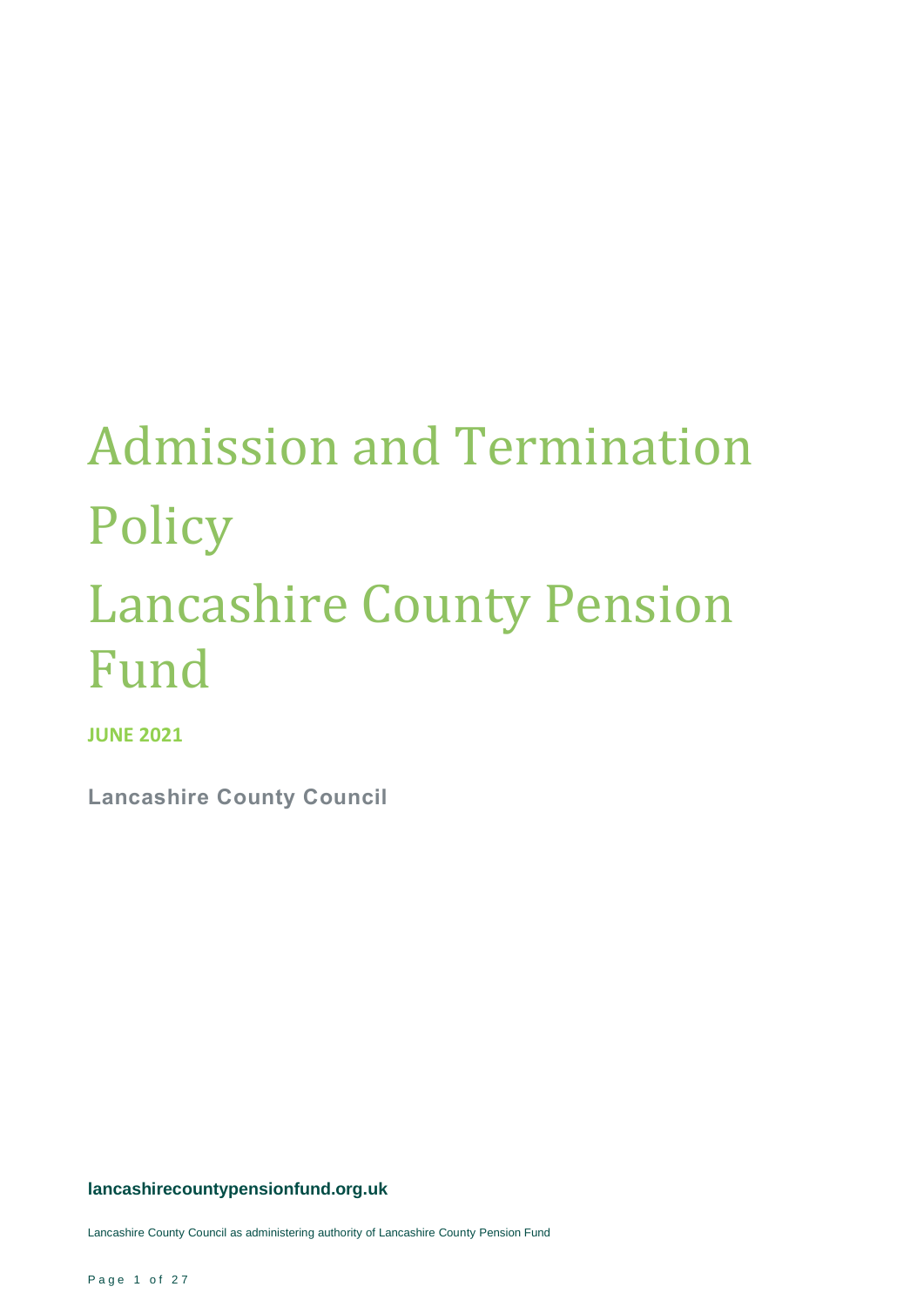# Admission and Termination Policy

# Lancashire County Pension Fund

**JUNE 2021**

**Lancashire County Council**

**lancashirecountypensionfund.org.uk**

Lancashire County Council as administering authority of Lancashire County Pension Fund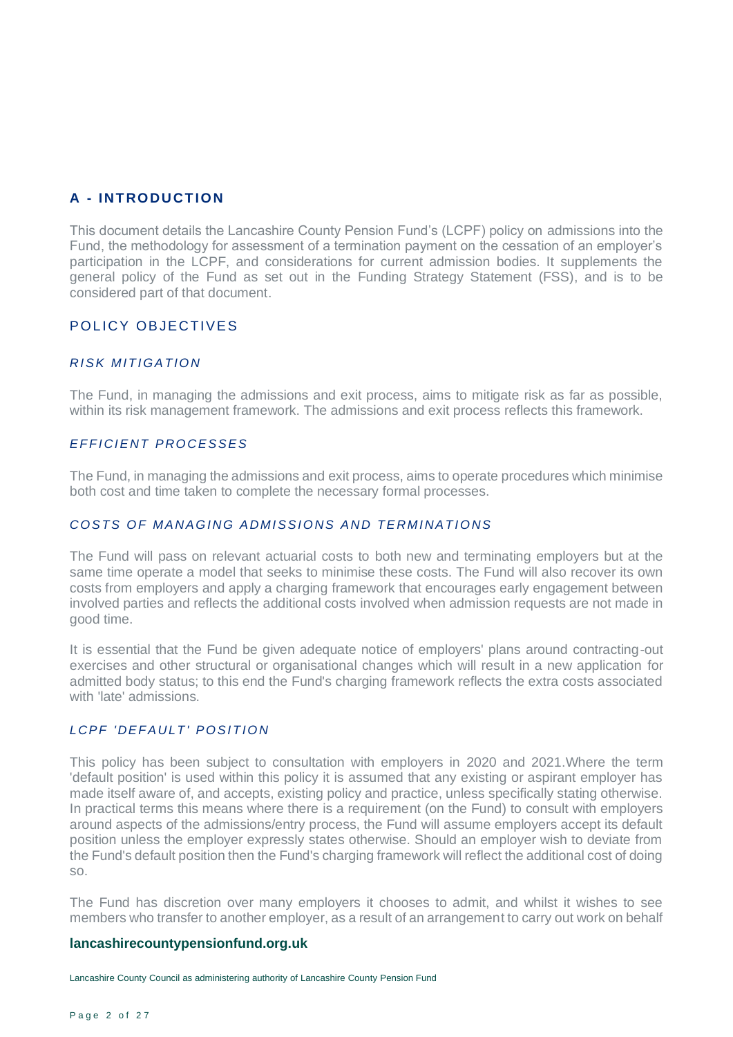## A - INTRODUCTION

This document details the Lancashire County Pension Fund's (LCPF) policy on admissions into the Fund, the methodology for assessment of a termination payment on the cessation of an employer's participation in the LCPF, and considerations for current admission bodies. It supplements the general policy of the Fund as set out in the Funding Strategy Statement (FSS), and is to be considered part of that document.

### POLICY OBJECTIVES

#### *RISK MITIGATION*

The Fund, in managing the admissions and exit process, aims to mitigate risk as far as possible, within its risk management framework. The admissions and exit process reflects this framework.

#### *EFFICIENT PROCESSES*

The Fund, in managing the admissions and exit process, aims to operate procedures which minimise both cost and time taken to complete the necessary formal processes.

#### *COSTS OF MANAGING ADMISSIONS AND TERMINATIONS*

The Fund will pass on relevant actuarial costs to both new and terminating employers but at the same time operate a model that seeks to minimise these costs. The Fund will also recover its own costs from employers and apply a charging framework that encourages early engagement between involved parties and reflects the additional costs involved when admission requests are not made in good time.

It is essential that the Fund be given adequate notice of employers' plans around contracting-out exercises and other structural or organisational changes which will result in a new application for admitted body status; to this end the Fund's charging framework reflects the extra costs associated with 'late' admissions.

#### *LCPF 'DEFAULT' POSITION*

This policy has been subject to consultation with employers in 2020 and 2021.Where the term 'default position' is used within this policy it is assumed that any existing or aspirant employer has made itself aware of, and accepts, existing policy and practice, unless specifically stating otherwise. In practical terms this means where there is a requirement (on the Fund) to consult with employers around aspects of the admissions/entry process, the Fund will assume employers accept its default position unless the employer expressly states otherwise. Should an employer wish to deviate from the Fund's default position then the Fund's charging framework will reflect the additional cost of doing so.

The Fund has discretion over many employers it chooses to admit, and whilst it wishes to see members who transfer to another employer, as a result of an arrangement to carry out work on behalf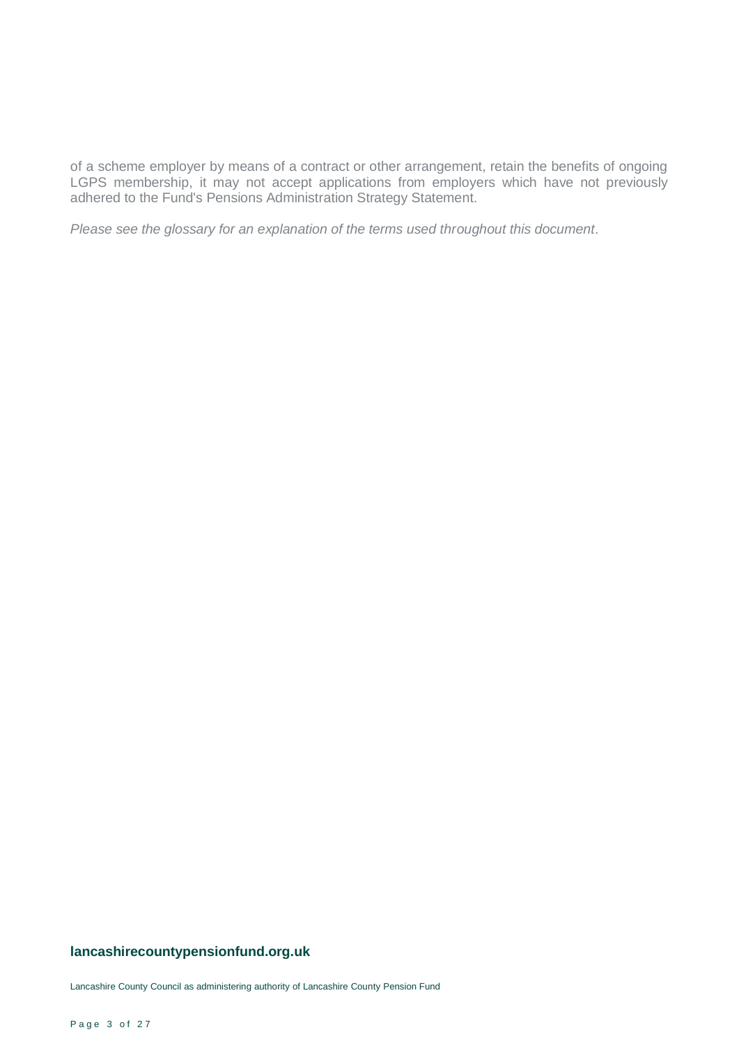of a scheme employer by means of a contract or other arrangement, retain the benefits of ongoing LGPS membership, it may not accept applications from employers which have not previously adhered to the Fund's Pensions Administration Strategy Statement.

*Please see the glossary for an explanation of the terms used throughout this document*.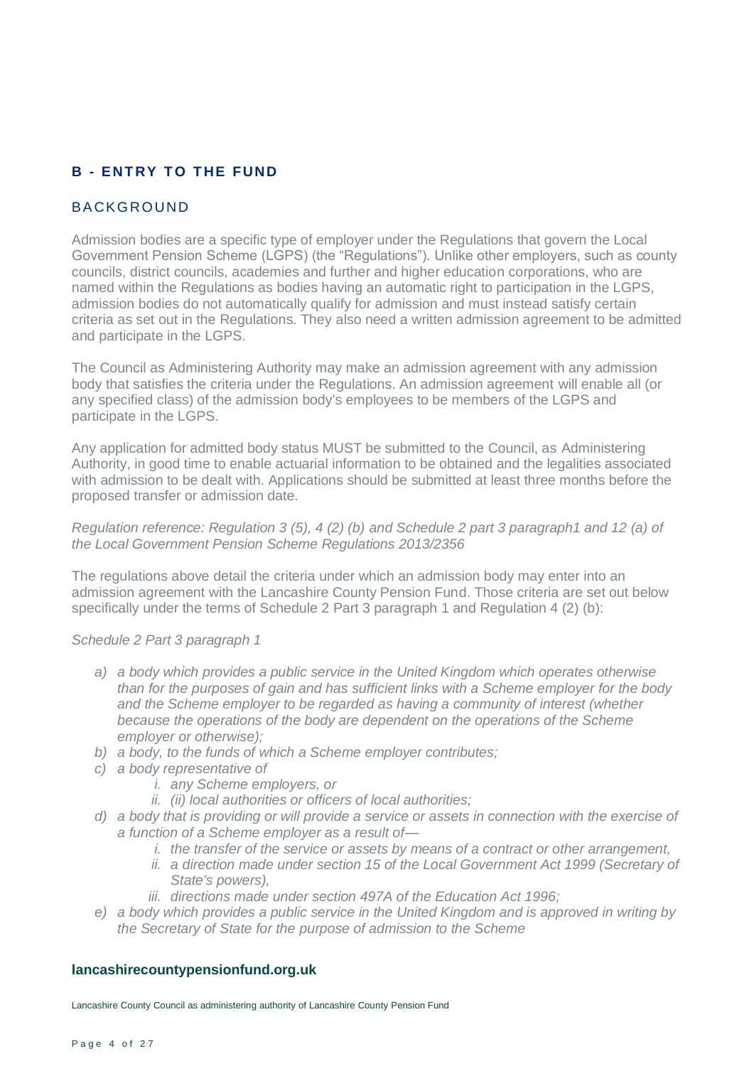## B - ENTRY TO THE FUND

### BACKGROUND

Admission bodies are a specific type of employer under the Regulations that govern the Local Government Pension Scheme (LGPS) (the "Regulations"). Unlike other employers, such as county councils, district councils, academies and further and higher education corporations, who are named within the Regulations as bodies having an automatic right to participation in the LGPS, admission bodies do not automatically qualify for admission and must instead satisfy certain criteria as set out in the Regulations. They also need a written admission agreement to be admitted and participate in the LGPS.

The Council as Administering Authority may make an admission agreement with any admission body that satisfies the criteria under the Regulations. An admission agreement will enable all (or any specified class) of the admission body's employees to be members of the LGPS and participate in the LGPS.

Any application for admitted body status MUST be submitted to the Council, as Administering Authority, in good time to enable actuarial information to be obtained and the legalities associated with admission to be dealt with. Applications should be submitted at least three months before the proposed transfer or admission date.

*Regulation reference: Regulation 3 (5), 4 (2) (b) and Schedule 2 part 3 paragraph1 and 12 (a) of the Local Government Pension Scheme Regulations 2013/2356*

The regulations above detail the criteria under which an admission body may enter into an admission agreement with the Lancashire County Pension Fund. Those criteria are set out below specifically under the terms of Schedule 2 Part 3 paragraph 1 and Regulation 4 (2) (b):

*Schedule 2 Part 3 paragraph 1*

a) *a body which provides a public service in the United Kingdom which operates otherwise than for the purposes of gain and has sufficient links with a Scheme employer for the body and the Scheme employer to be regarded as having a community of interest (whether because the operations of the body are dependent on the operations of the Scheme employer or otherwise);*
b) *a body, to the funds of which a Scheme employer contributes;*
c) *a body representative of*
    i. *any Scheme employers, or*
    ii. *(ii) local authorities or officers of local authorities;*
d) *a body that is providing or will provide a service or assets in connection with the exercise of a function of a Scheme employer as a result of—*
    i. *the transfer of the service or assets by means of a contract or other arrangement,*
    ii. *a direction made under section 15 of the Local Government Act 1999 (Secretary of State's powers),*
    iii. *directions made under section 497A of the Education Act 1996;*
e) *a body which provides a public service in the United Kingdom and is approved in writing by the Secretary of State for the purpose of admission to the Scheme*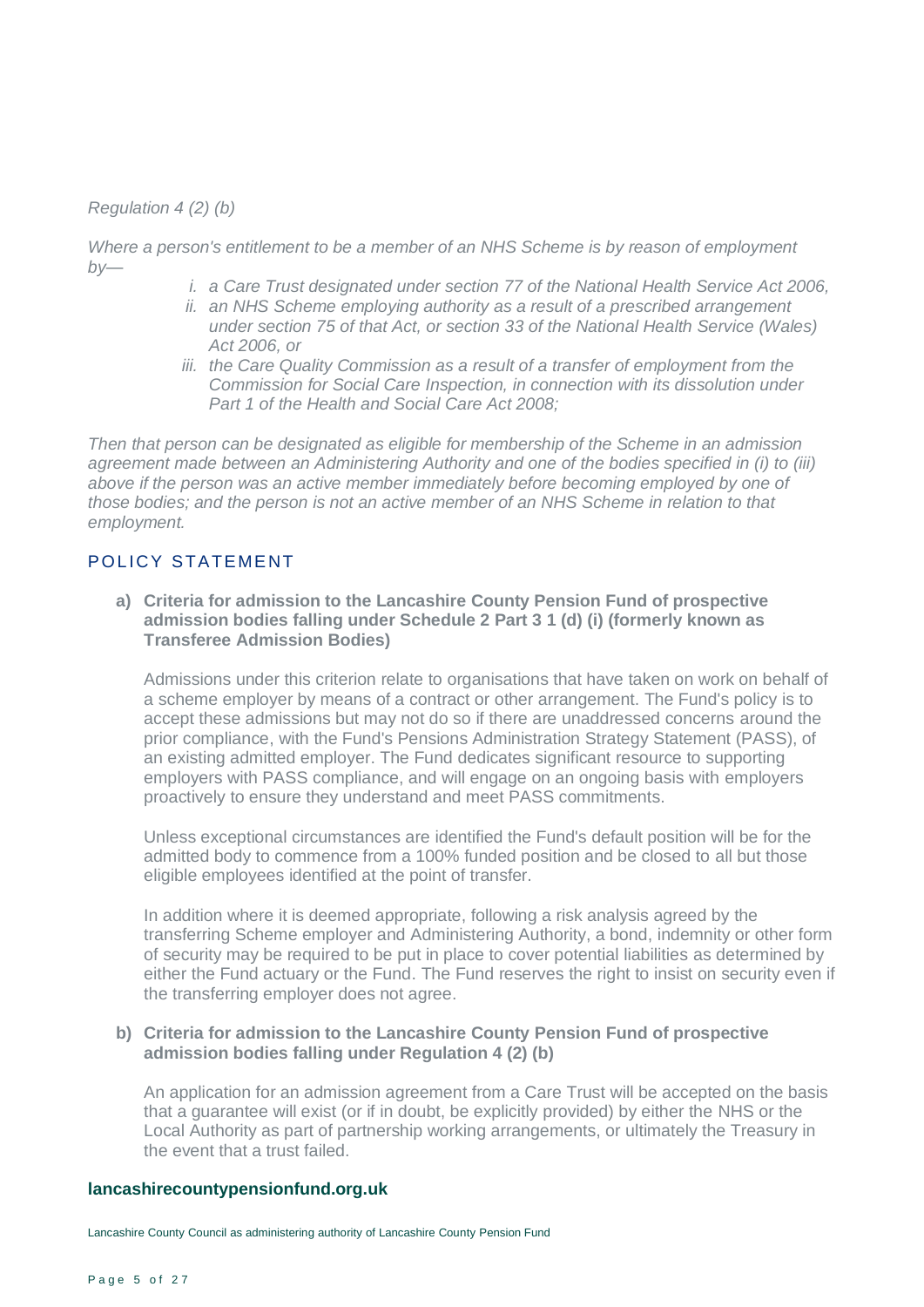*Regulation 4 (2) (b)*

*Where a person's entitlement to be a member of an NHS Scheme is by reason of employment by—*

- i. *a Care Trust designated under section 77 of the National Health Service Act 2006,*
- ii. *an NHS Scheme employing authority as a result of a prescribed arrangement under section 75 of that Act, or section 33 of the National Health Service (Wales) Act 2006, or*
- iii. *the Care Quality Commission as a result of a transfer of employment from the Commission for Social Care Inspection, in connection with its dissolution under Part 1 of the Health and Social Care Act 2008;*

*Then that person can be designated as eligible for membership of the Scheme in an admission agreement made between an Administering Authority and one of the bodies specified in (i) to (iii) above if the person was an active member immediately before becoming employed by one of those bodies; and the person is not an active member of an NHS Scheme in relation to that employment.*

## POLICY STATEMENT

**a) Criteria for admission to the Lancashire County Pension Fund of prospective admission bodies falling under Schedule 2 Part 3 1 (d) (i) (formerly known as Transferee Admission Bodies)**

Admissions under this criterion relate to organisations that have taken on work on behalf of a scheme employer by means of a contract or other arrangement. The Fund's policy is to accept these admissions but may not do so if there are unaddressed concerns around the prior compliance, with the Fund's Pensions Administration Strategy Statement (PASS), of an existing admitted employer. The Fund dedicates significant resource to supporting employers with PASS compliance, and will engage on an ongoing basis with employers proactively to ensure they understand and meet PASS commitments.

Unless exceptional circumstances are identified the Fund's default position will be for the admitted body to commence from a 100% funded position and be closed to all but those eligible employees identified at the point of transfer.

In addition where it is deemed appropriate, following a risk analysis agreed by the transferring Scheme employer and Administering Authority, a bond, indemnity or other form of security may be required to be put in place to cover potential liabilities as determined by either the Fund actuary or the Fund. The Fund reserves the right to insist on security even if the transferring employer does not agree.

**b) Criteria for admission to the Lancashire County Pension Fund of prospective admission bodies falling under Regulation 4 (2) (b)**

An application for an admission agreement from a Care Trust will be accepted on the basis that a guarantee will exist (or if in doubt, be explicitly provided) by either the NHS or the Local Authority as part of partnership working arrangements, or ultimately the Treasury in the event that a trust failed.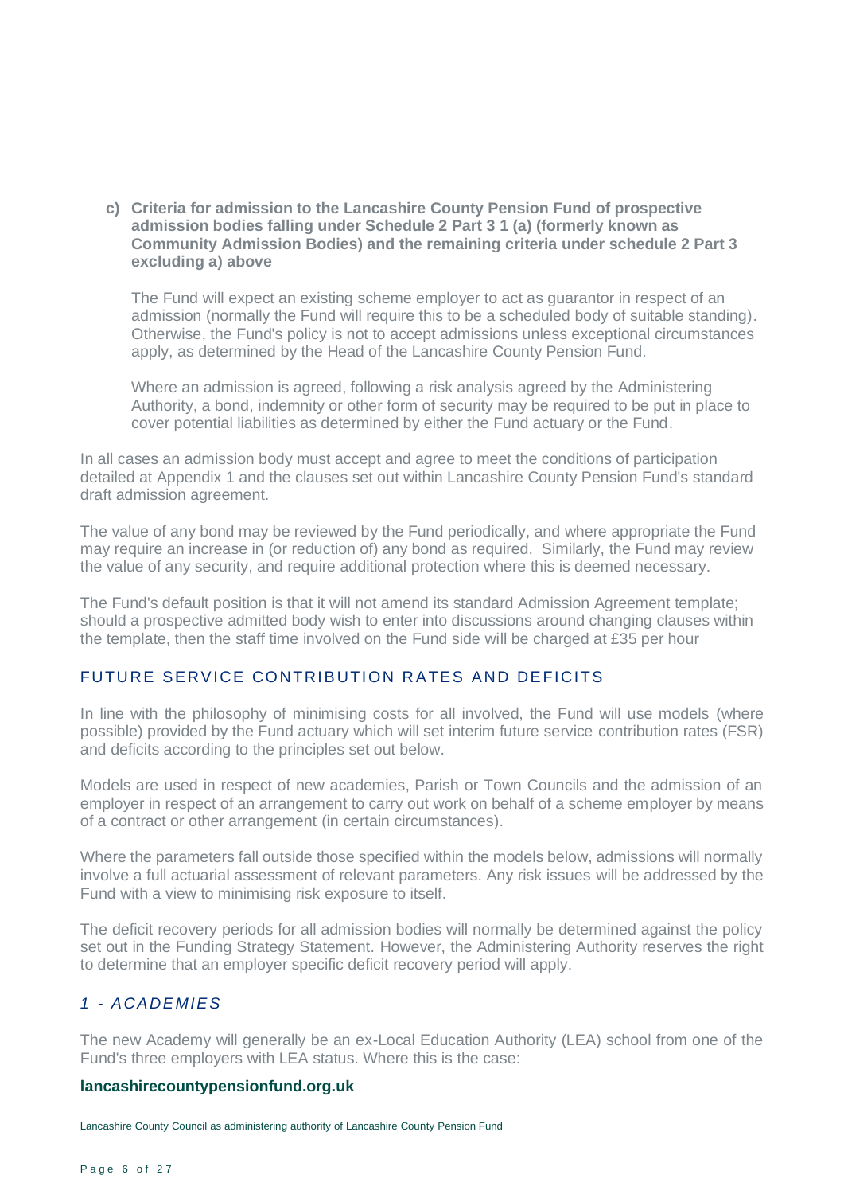**c) Criteria for admission to the Lancashire County Pension Fund of prospective admission bodies falling under Schedule 2 Part 3 1 (a) (formerly known as Community Admission Bodies) and the remaining criteria under schedule 2 Part 3 excluding a) above**

The Fund will expect an existing scheme employer to act as guarantor in respect of an admission (normally the Fund will require this to be a scheduled body of suitable standing). Otherwise, the Fund's policy is not to accept admissions unless exceptional circumstances apply, as determined by the Head of the Lancashire County Pension Fund.

Where an admission is agreed, following a risk analysis agreed by the Administering Authority, a bond, indemnity or other form of security may be required to be put in place to cover potential liabilities as determined by either the Fund actuary or the Fund.

In all cases an admission body must accept and agree to meet the conditions of participation detailed at Appendix 1 and the clauses set out within Lancashire County Pension Fund's standard draft admission agreement.

The value of any bond may be reviewed by the Fund periodically, and where appropriate the Fund may require an increase in (or reduction of) any bond as required. Similarly, the Fund may review the value of any security, and require additional protection where this is deemed necessary.

The Fund's default position is that it will not amend its standard Admission Agreement template; should a prospective admitted body wish to enter into discussions around changing clauses within the template, then the staff time involved on the Fund side will be charged at £35 per hour

## FUTURE SERVICE CONTRIBUTION RATES AND DEFICITS

In line with the philosophy of minimising costs for all involved, the Fund will use models (where possible) provided by the Fund actuary which will set interim future service contribution rates (FSR) and deficits according to the principles set out below.

Models are used in respect of new academies, Parish or Town Councils and the admission of an employer in respect of an arrangement to carry out work on behalf of a scheme employer by means of a contract or other arrangement (in certain circumstances).

Where the parameters fall outside those specified within the models below, admissions will normally involve a full actuarial assessment of relevant parameters. Any risk issues will be addressed by the Fund with a view to minimising risk exposure to itself.

The deficit recovery periods for all admission bodies will normally be determined against the policy set out in the Funding Strategy Statement. However, the Administering Authority reserves the right to determine that an employer specific deficit recovery period will apply.

### *1 - ACADEMIES*

The new Academy will generally be an ex-Local Education Authority (LEA) school from one of the Fund's three employers with LEA status. Where this is the case: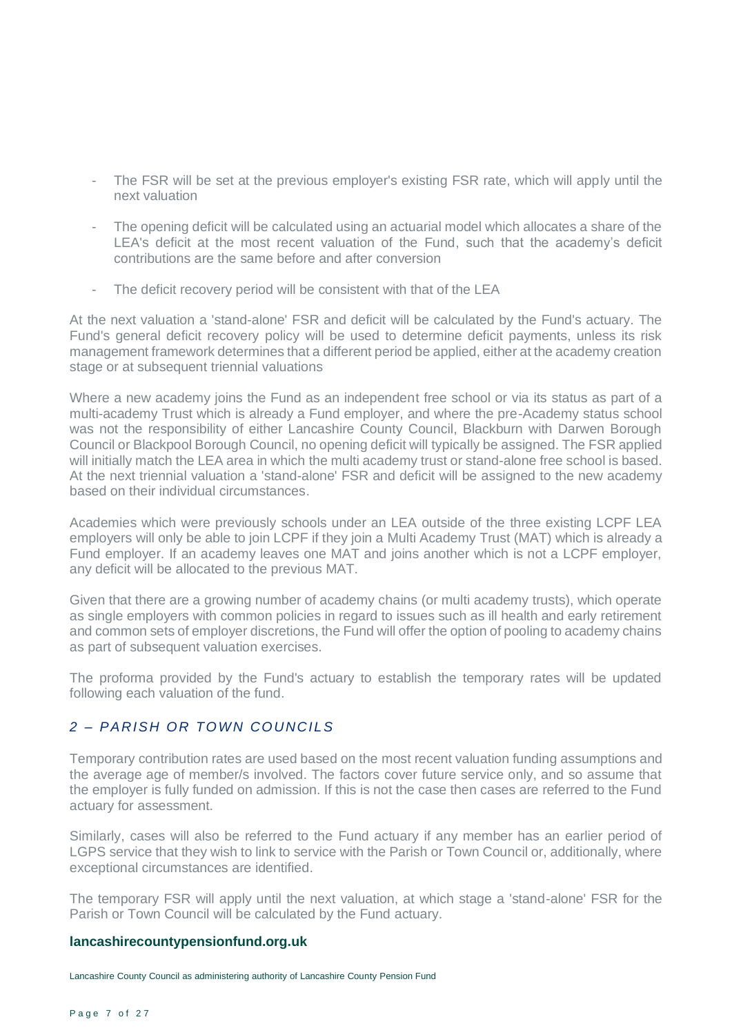- The FSR will be set at the previous employer's existing FSR rate, which will apply until the next valuation
- The opening deficit will be calculated using an actuarial model which allocates a share of the LEA's deficit at the most recent valuation of the Fund, such that the academy's deficit contributions are the same before and after conversion
- The deficit recovery period will be consistent with that of the LEA

At the next valuation a 'stand-alone' FSR and deficit will be calculated by the Fund's actuary. The Fund's general deficit recovery policy will be used to determine deficit payments, unless its risk management framework determines that a different period be applied, either at the academy creation stage or at subsequent triennial valuations

Where a new academy joins the Fund as an independent free school or via its status as part of a multi-academy Trust which is already a Fund employer, and where the pre-Academy status school was not the responsibility of either Lancashire County Council, Blackburn with Darwen Borough Council or Blackpool Borough Council, no opening deficit will typically be assigned. The FSR applied will initially match the LEA area in which the multi academy trust or stand-alone free school is based. At the next triennial valuation a 'stand-alone' FSR and deficit will be assigned to the new academy based on their individual circumstances.

Academies which were previously schools under an LEA outside of the three existing LCPF LEA employers will only be able to join LCPF if they join a Multi Academy Trust (MAT) which is already a Fund employer. If an academy leaves one MAT and joins another which is not a LCPF employer, any deficit will be allocated to the previous MAT.

Given that there are a growing number of academy chains (or multi academy trusts), which operate as single employers with common policies in regard to issues such as ill health and early retirement and common sets of employer discretions, the Fund will offer the option of pooling to academy chains as part of subsequent valuation exercises.

The proforma provided by the Fund's actuary to establish the temporary rates will be updated following each valuation of the fund.

## *2 – PARISH OR TOWN COUNCILS*

Temporary contribution rates are used based on the most recent valuation funding assumptions and the average age of member/s involved. The factors cover future service only, and so assume that the employer is fully funded on admission. If this is not the case then cases are referred to the Fund actuary for assessment.

Similarly, cases will also be referred to the Fund actuary if any member has an earlier period of LGPS service that they wish to link to service with the Parish or Town Council or, additionally, where exceptional circumstances are identified.

The temporary FSR will apply until the next valuation, at which stage a 'stand-alone' FSR for the Parish or Town Council will be calculated by the Fund actuary.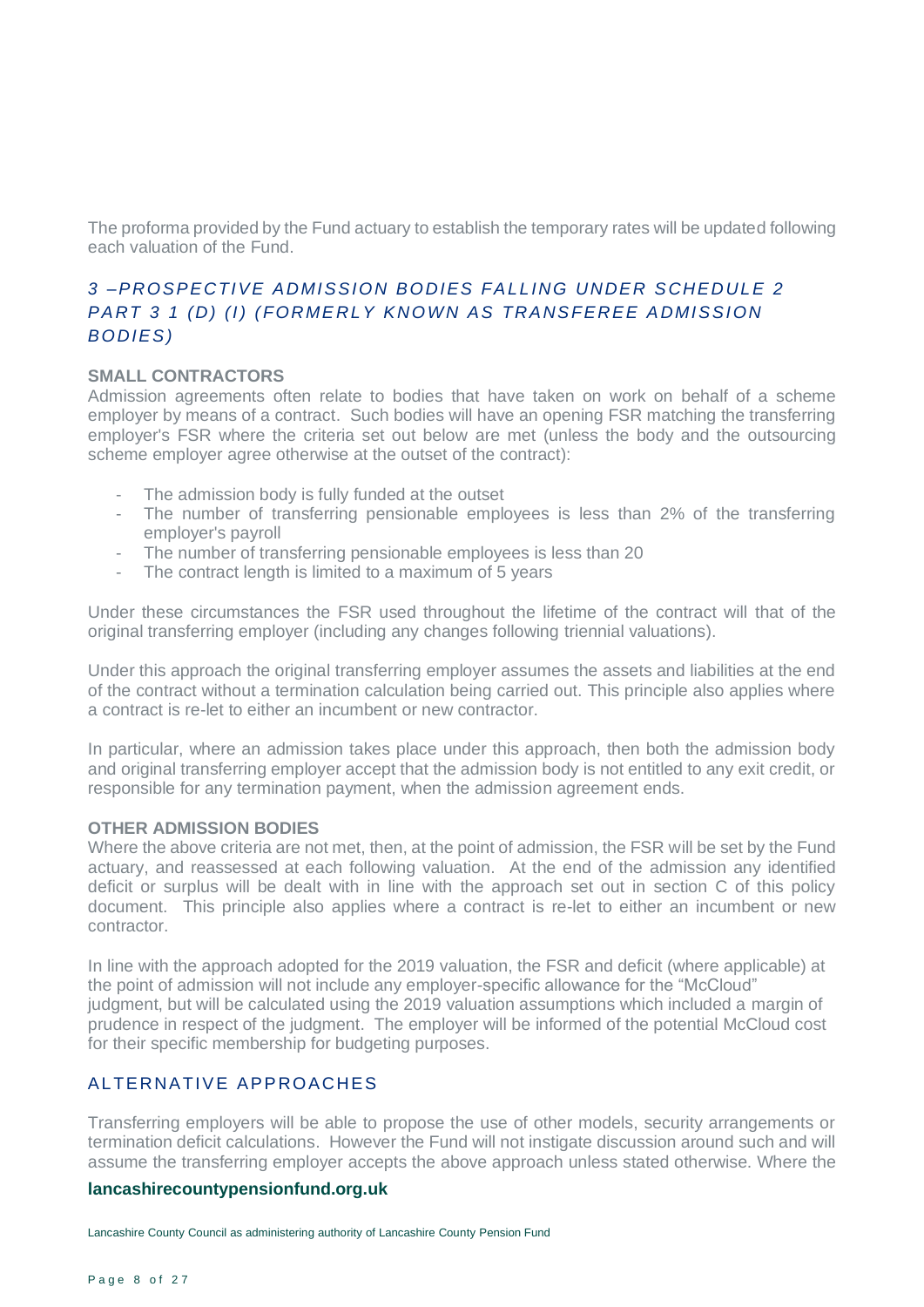The proforma provided by the Fund actuary to establish the temporary rates will be updated following each valuation of the Fund.

## 3 –PROSPECTIVE ADMISSION BODIES FALLING UNDER SCHEDULE 2 PART 3 1 (D) (I) (FORMERLY KNOWN AS TRANSFEREE ADMISSION BODIES)

**SMALL CONTRACTORS**

Admission agreements often relate to bodies that have taken on work on behalf of a scheme employer by means of a contract. Such bodies will have an opening FSR matching the transferring employer's FSR where the criteria set out below are met (unless the body and the outsourcing scheme employer agree otherwise at the outset of the contract):

- The admission body is fully funded at the outset
- The number of transferring pensionable employees is less than 2% of the transferring employer's payroll
- The number of transferring pensionable employees is less than 20
- The contract length is limited to a maximum of 5 years

Under these circumstances the FSR used throughout the lifetime of the contract will that of the original transferring employer (including any changes following triennial valuations).

Under this approach the original transferring employer assumes the assets and liabilities at the end of the contract without a termination calculation being carried out. This principle also applies where a contract is re-let to either an incumbent or new contractor.

In particular, where an admission takes place under this approach, then both the admission body and original transferring employer accept that the admission body is not entitled to any exit credit, or responsible for any termination payment, when the admission agreement ends.

**OTHER ADMISSION BODIES**

Where the above criteria are not met, then, at the point of admission, the FSR will be set by the Fund actuary, and reassessed at each following valuation. At the end of the admission any identified deficit or surplus will be dealt with in line with the approach set out in section C of this policy document. This principle also applies where a contract is re-let to either an incumbent or new contractor.

In line with the approach adopted for the 2019 valuation, the FSR and deficit (where applicable) at the point of admission will not include any employer-specific allowance for the "McCloud" judgment, but will be calculated using the 2019 valuation assumptions which included a margin of prudence in respect of the judgment. The employer will be informed of the potential McCloud cost for their specific membership for budgeting purposes.

## ALTERNATIVE APPROACHES

Transferring employers will be able to propose the use of other models, security arrangements or termination deficit calculations. However the Fund will not instigate discussion around such and will assume the transferring employer accepts the above approach unless stated otherwise. Where the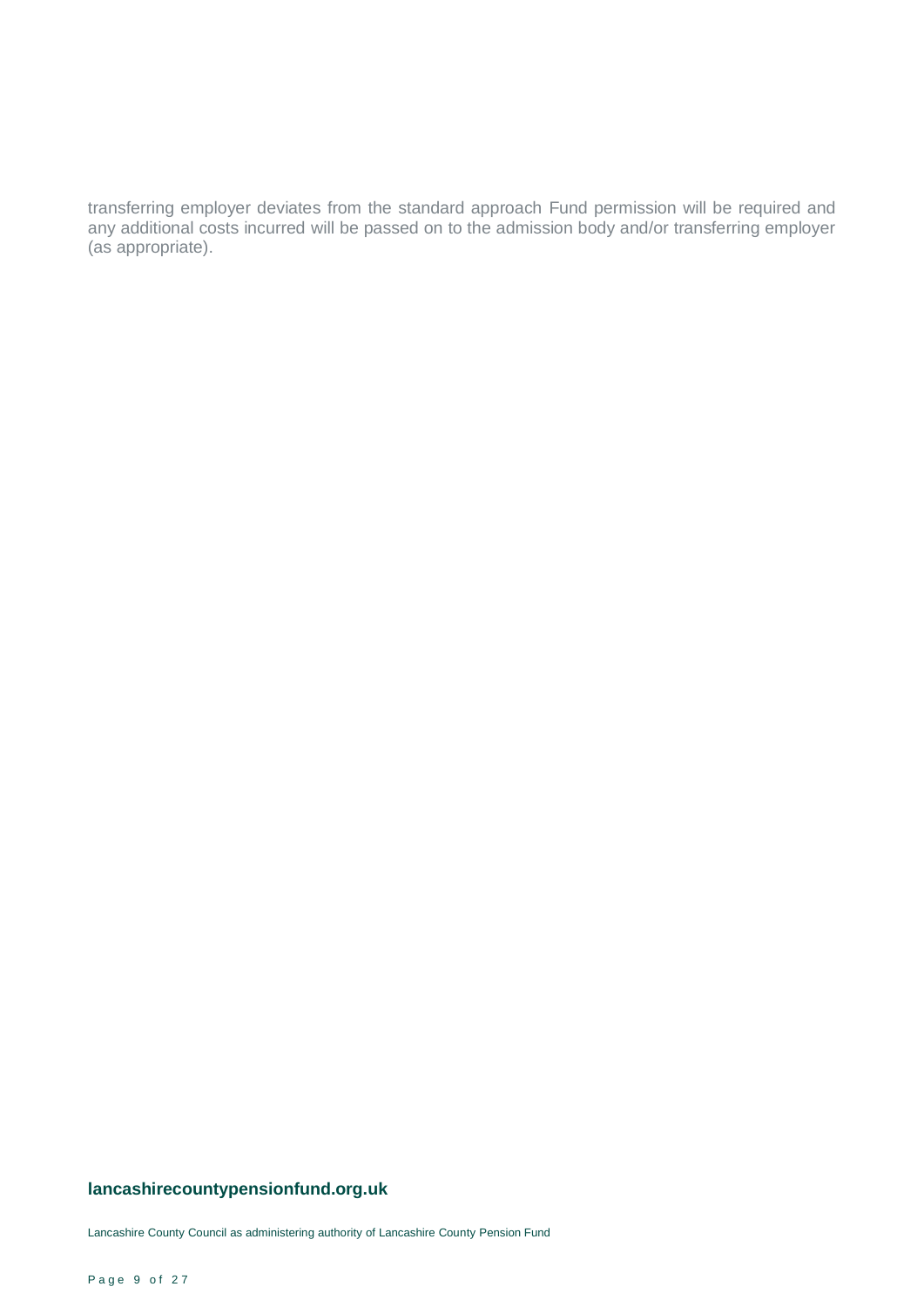transferring employer deviates from the standard approach Fund permission will be required and any additional costs incurred will be passed on to the admission body and/or transferring employer (as appropriate).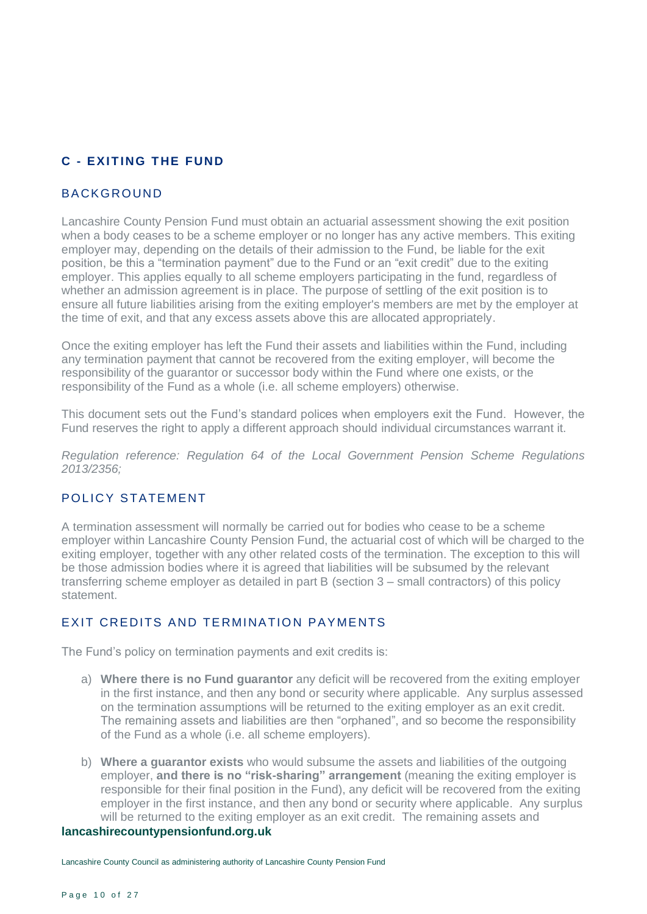## C - EXITING THE FUND

### BACKGROUND

Lancashire County Pension Fund must obtain an actuarial assessment showing the exit position when a body ceases to be a scheme employer or no longer has any active members. This exiting employer may, depending on the details of their admission to the Fund, be liable for the exit position, be this a "termination payment" due to the Fund or an "exit credit" due to the exiting employer. This applies equally to all scheme employers participating in the fund, regardless of whether an admission agreement is in place. The purpose of settling of the exit position is to ensure all future liabilities arising from the exiting employer's members are met by the employer at the time of exit, and that any excess assets above this are allocated appropriately.

Once the exiting employer has left the Fund their assets and liabilities within the Fund, including any termination payment that cannot be recovered from the exiting employer, will become the responsibility of the guarantor or successor body within the Fund where one exists, or the responsibility of the Fund as a whole (i.e. all scheme employers) otherwise.

This document sets out the Fund's standard polices when employers exit the Fund. However, the Fund reserves the right to apply a different approach should individual circumstances warrant it.

*Regulation reference: Regulation 64 of the Local Government Pension Scheme Regulations 2013/2356;*

### POLICY STATEMENT

A termination assessment will normally be carried out for bodies who cease to be a scheme employer within Lancashire County Pension Fund, the actuarial cost of which will be charged to the exiting employer, together with any other related costs of the termination. The exception to this will be those admission bodies where it is agreed that liabilities will be subsumed by the relevant transferring scheme employer as detailed in part B (section 3 – small contractors) of this policy statement.

### EXIT CREDITS AND TERMINATION PAYMENTS

The Fund's policy on termination payments and exit credits is:

a) **Where there is no Fund guarantor** any deficit will be recovered from the exiting employer in the first instance, and then any bond or security where applicable. Any surplus assessed on the termination assumptions will be returned to the exiting employer as an exit credit. The remaining assets and liabilities are then "orphaned", and so become the responsibility of the Fund as a whole (i.e. all scheme employers).

b) **Where a guarantor exists** who would subsume the assets and liabilities of the outgoing employer, **and there is no "risk-sharing" arrangement** (meaning the exiting employer is responsible for their final position in the Fund), any deficit will be recovered from the exiting employer in the first instance, and then any bond or security where applicable. Any surplus will be returned to the exiting employer as an exit credit. The remaining assets and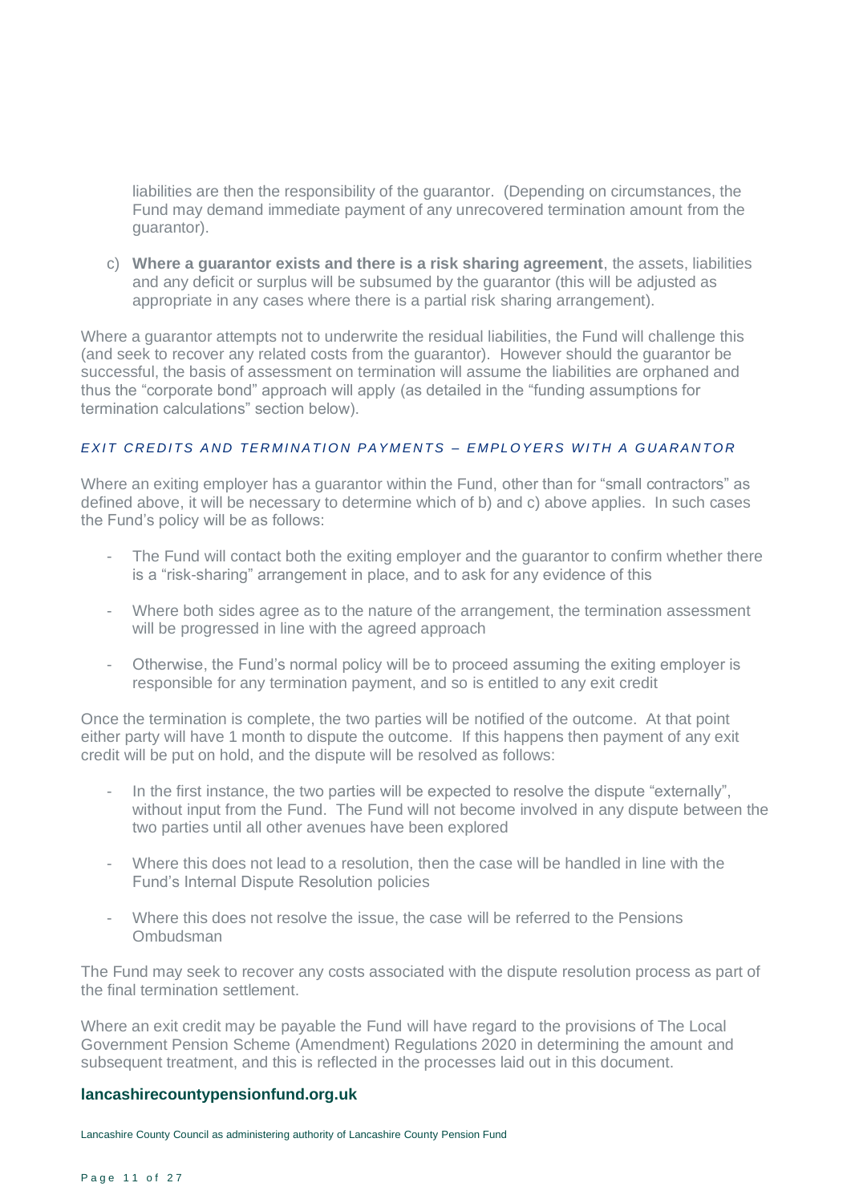liabilities are then the responsibility of the guarantor. (Depending on circumstances, the Fund may demand immediate payment of any unrecovered termination amount from the guarantor).

c) **Where a guarantor exists and there is a risk sharing agreement**, the assets, liabilities and any deficit or surplus will be subsumed by the guarantor (this will be adjusted as appropriate in any cases where there is a partial risk sharing arrangement).

Where a guarantor attempts not to underwrite the residual liabilities, the Fund will challenge this (and seek to recover any related costs from the guarantor). However should the guarantor be successful, the basis of assessment on termination will assume the liabilities are orphaned and thus the "corporate bond" approach will apply (as detailed in the "funding assumptions for termination calculations" section below).

### *EXIT CREDITS AND TERMINATION PAYMENTS – EMPLOYERS WITH A GUARANTOR*

Where an exiting employer has a guarantor within the Fund, other than for "small contractors" as defined above, it will be necessary to determine which of b) and c) above applies. In such cases the Fund's policy will be as follows:

- The Fund will contact both the exiting employer and the guarantor to confirm whether there is a "risk-sharing" arrangement in place, and to ask for any evidence of this
- Where both sides agree as to the nature of the arrangement, the termination assessment will be progressed in line with the agreed approach
- Otherwise, the Fund's normal policy will be to proceed assuming the exiting employer is responsible for any termination payment, and so is entitled to any exit credit

Once the termination is complete, the two parties will be notified of the outcome. At that point either party will have 1 month to dispute the outcome. If this happens then payment of any exit credit will be put on hold, and the dispute will be resolved as follows:

- In the first instance, the two parties will be expected to resolve the dispute "externally", without input from the Fund. The Fund will not become involved in any dispute between the two parties until all other avenues have been explored
- Where this does not lead to a resolution, then the case will be handled in line with the Fund's Internal Dispute Resolution policies
- Where this does not resolve the issue, the case will be referred to the Pensions Ombudsman

The Fund may seek to recover any costs associated with the dispute resolution process as part of the final termination settlement.

Where an exit credit may be payable the Fund will have regard to the provisions of The Local Government Pension Scheme (Amendment) Regulations 2020 in determining the amount and subsequent treatment, and this is reflected in the processes laid out in this document.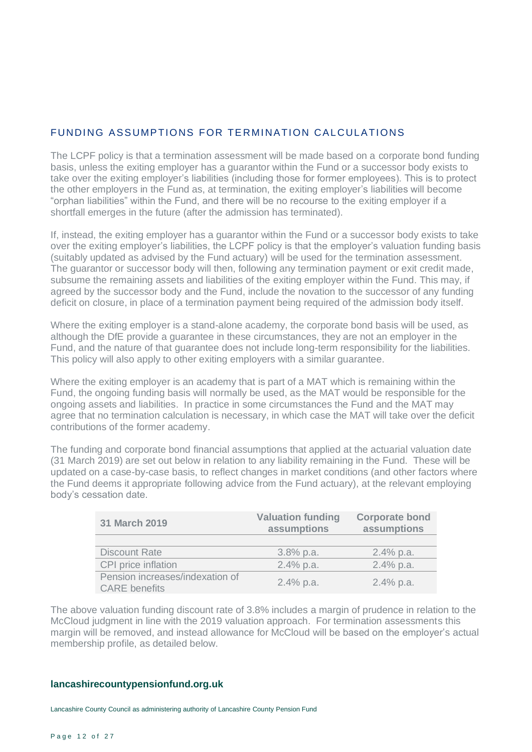## FUNDING ASSUMPTIONS FOR TERMINATION CALCULATIONS

The LCPF policy is that a termination assessment will be made based on a corporate bond funding basis, unless the exiting employer has a guarantor within the Fund or a successor body exists to take over the exiting employer's liabilities (including those for former employees). This is to protect the other employers in the Fund as, at termination, the exiting employer's liabilities will become "orphan liabilities" within the Fund, and there will be no recourse to the exiting employer if a shortfall emerges in the future (after the admission has terminated).

If, instead, the exiting employer has a guarantor within the Fund or a successor body exists to take over the exiting employer's liabilities, the LCPF policy is that the employer's valuation funding basis (suitably updated as advised by the Fund actuary) will be used for the termination assessment. The guarantor or successor body will then, following any termination payment or exit credit made, subsume the remaining assets and liabilities of the exiting employer within the Fund. This may, if agreed by the successor body and the Fund, include the novation to the successor of any funding deficit on closure, in place of a termination payment being required of the admission body itself.

Where the exiting employer is a stand-alone academy, the corporate bond basis will be used, as although the DfE provide a guarantee in these circumstances, they are not an employer in the Fund, and the nature of that guarantee does not include long-term responsibility for the liabilities. This policy will also apply to other exiting employers with a similar guarantee.

Where the exiting employer is an academy that is part of a MAT which is remaining within the Fund, the ongoing funding basis will normally be used, as the MAT would be responsible for the ongoing assets and liabilities. In practice in some circumstances the Fund and the MAT may agree that no termination calculation is necessary, in which case the MAT will take over the deficit contributions of the former academy.

The funding and corporate bond financial assumptions that applied at the actuarial valuation date (31 March 2019) are set out below in relation to any liability remaining in the Fund. These will be updated on a case-by-case basis, to reflect changes in market conditions (and other factors where the Fund deems it appropriate following advice from the Fund actuary), at the relevant employing body's cessation date.

| 31 March 2019 | Valuation funding assumptions | Corporate bond assumptions |
|---|---|---|
| Discount Rate | 3.8% p.a. | 2.4% p.a. |
| CPI price inflation | 2.4% p.a. | 2.4% p.a. |
| Pension increases/indexation of CARE benefits | 2.4% p.a. | 2.4% p.a. |

The above valuation funding discount rate of 3.8% includes a margin of prudence in relation to the McCloud judgment in line with the 2019 valuation approach. For termination assessments this margin will be removed, and instead allowance for McCloud will be based on the employer's actual membership profile, as detailed below.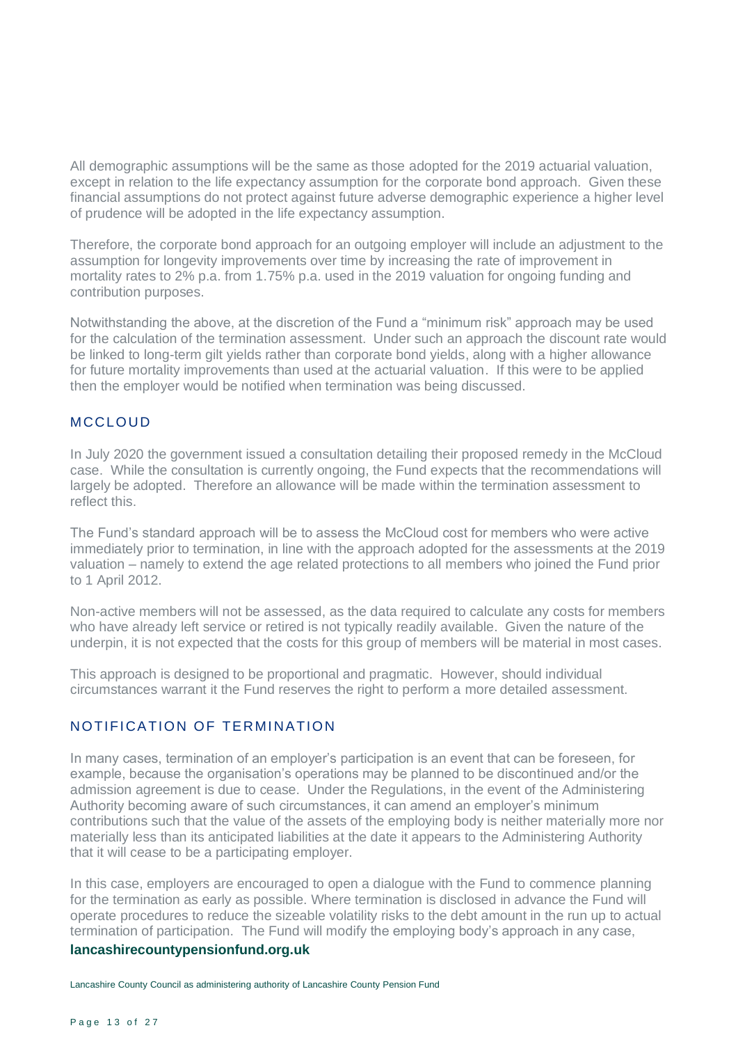All demographic assumptions will be the same as those adopted for the 2019 actuarial valuation, except in relation to the life expectancy assumption for the corporate bond approach. Given these financial assumptions do not protect against future adverse demographic experience a higher level of prudence will be adopted in the life expectancy assumption.

Therefore, the corporate bond approach for an outgoing employer will include an adjustment to the assumption for longevity improvements over time by increasing the rate of improvement in mortality rates to 2% p.a. from 1.75% p.a. used in the 2019 valuation for ongoing funding and contribution purposes.

Notwithstanding the above, at the discretion of the Fund a "minimum risk" approach may be used for the calculation of the termination assessment. Under such an approach the discount rate would be linked to long-term gilt yields rather than corporate bond yields, along with a higher allowance for future mortality improvements than used at the actuarial valuation. If this were to be applied then the employer would be notified when termination was being discussed.

## MCCLOUD

In July 2020 the government issued a consultation detailing their proposed remedy in the McCloud case. While the consultation is currently ongoing, the Fund expects that the recommendations will largely be adopted. Therefore an allowance will be made within the termination assessment to reflect this.

The Fund's standard approach will be to assess the McCloud cost for members who were active immediately prior to termination, in line with the approach adopted for the assessments at the 2019 valuation – namely to extend the age related protections to all members who joined the Fund prior to 1 April 2012.

Non-active members will not be assessed, as the data required to calculate any costs for members who have already left service or retired is not typically readily available. Given the nature of the underpin, it is not expected that the costs for this group of members will be material in most cases.

This approach is designed to be proportional and pragmatic. However, should individual circumstances warrant it the Fund reserves the right to perform a more detailed assessment.

## NOTIFICATION OF TERMINATION

In many cases, termination of an employer's participation is an event that can be foreseen, for example, because the organisation's operations may be planned to be discontinued and/or the admission agreement is due to cease. Under the Regulations, in the event of the Administering Authority becoming aware of such circumstances, it can amend an employer's minimum contributions such that the value of the assets of the employing body is neither materially more nor materially less than its anticipated liabilities at the date it appears to the Administering Authority that it will cease to be a participating employer.

In this case, employers are encouraged to open a dialogue with the Fund to commence planning for the termination as early as possible. Where termination is disclosed in advance the Fund will operate procedures to reduce the sizeable volatility risks to the debt amount in the run up to actual termination of participation. The Fund will modify the employing body's approach in any case,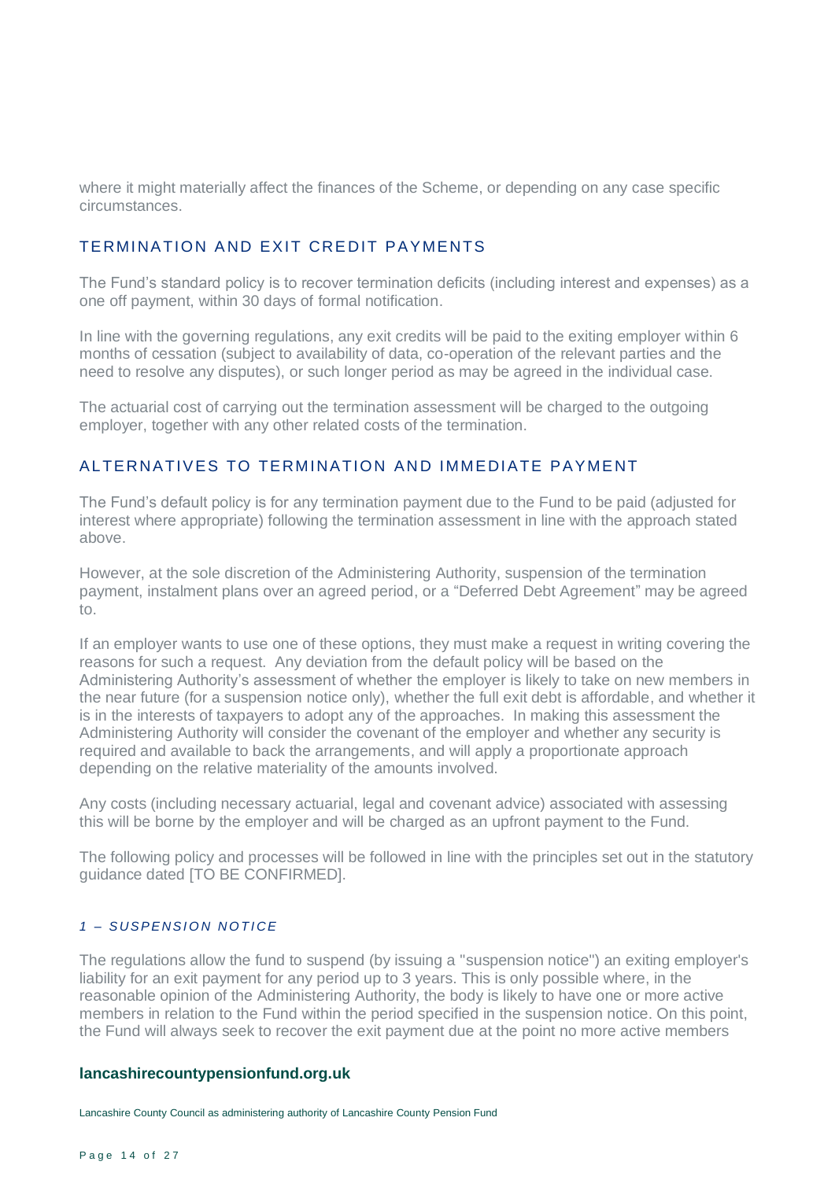where it might materially affect the finances of the Scheme, or depending on any case specific circumstances.

## TERMINATION AND EXIT CREDIT PAYMENTS

The Fund's standard policy is to recover termination deficits (including interest and expenses) as a one off payment, within 30 days of formal notification.

In line with the governing regulations, any exit credits will be paid to the exiting employer within 6 months of cessation (subject to availability of data, co-operation of the relevant parties and the need to resolve any disputes), or such longer period as may be agreed in the individual case.

The actuarial cost of carrying out the termination assessment will be charged to the outgoing employer, together with any other related costs of the termination.

## ALTERNATIVES TO TERMINATION AND IMMEDIATE PAYMENT

The Fund's default policy is for any termination payment due to the Fund to be paid (adjusted for interest where appropriate) following the termination assessment in line with the approach stated above.

However, at the sole discretion of the Administering Authority, suspension of the termination payment, instalment plans over an agreed period, or a "Deferred Debt Agreement" may be agreed to.

If an employer wants to use one of these options, they must make a request in writing covering the reasons for such a request. Any deviation from the default policy will be based on the Administering Authority's assessment of whether the employer is likely to take on new members in the near future (for a suspension notice only), whether the full exit debt is affordable, and whether it is in the interests of taxpayers to adopt any of the approaches. In making this assessment the Administering Authority will consider the covenant of the employer and whether any security is required and available to back the arrangements, and will apply a proportionate approach depending on the relative materiality of the amounts involved.

Any costs (including necessary actuarial, legal and covenant advice) associated with assessing this will be borne by the employer and will be charged as an upfront payment to the Fund.

The following policy and processes will be followed in line with the principles set out in the statutory guidance dated [TO BE CONFIRMED].

### *1 – SUSPENSION NOTICE*

The regulations allow the fund to suspend (by issuing a "suspension notice") an exiting employer's liability for an exit payment for any period up to 3 years. This is only possible where, in the reasonable opinion of the Administering Authority, the body is likely to have one or more active members in relation to the Fund within the period specified in the suspension notice. On this point, the Fund will always seek to recover the exit payment due at the point no more active members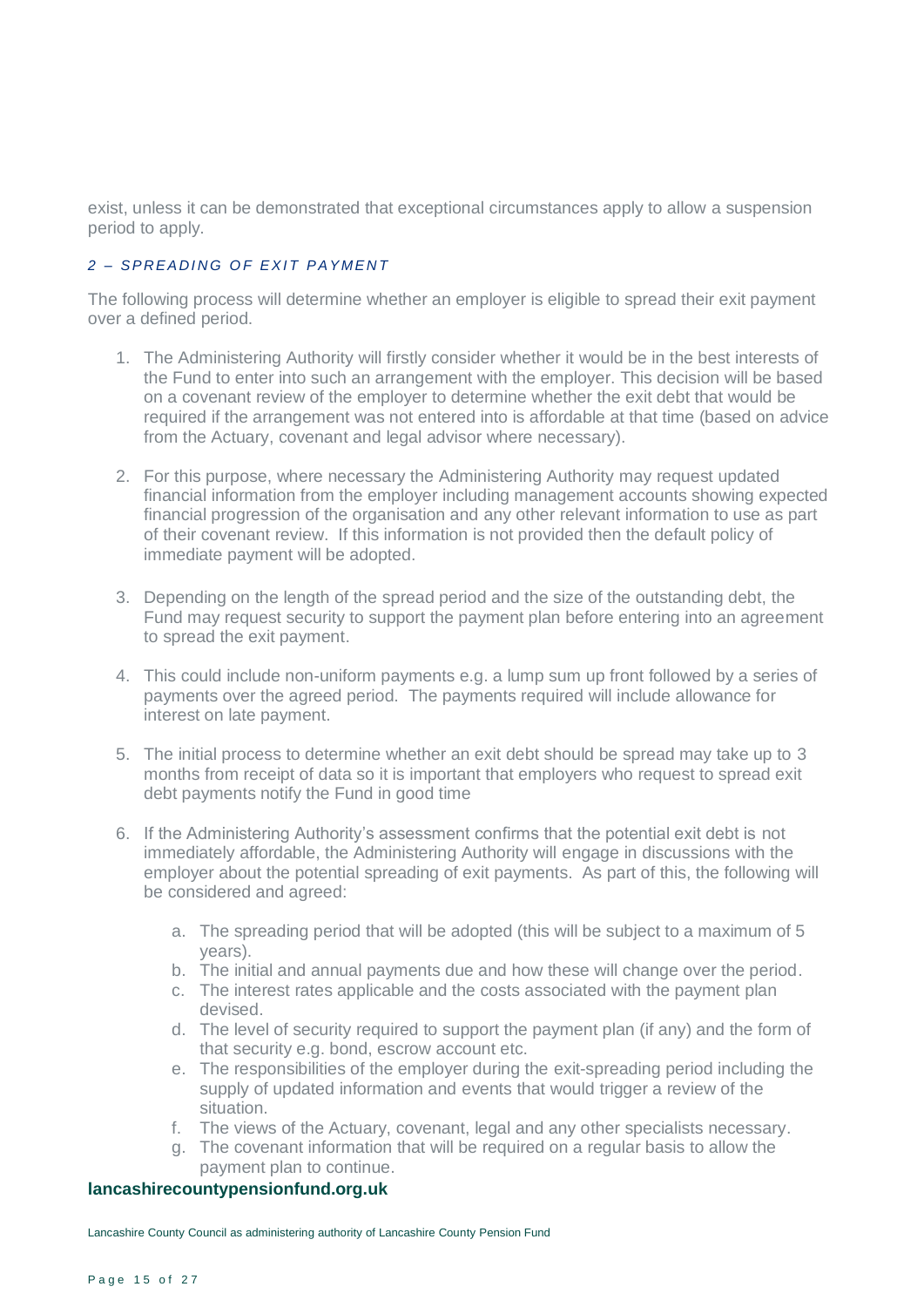exist, unless it can be demonstrated that exceptional circumstances apply to allow a suspension period to apply.

### *2 – SPREADING OF EXIT PAYMENT*

The following process will determine whether an employer is eligible to spread their exit payment over a defined period.

1. The Administering Authority will firstly consider whether it would be in the best interests of the Fund to enter into such an arrangement with the employer. This decision will be based on a covenant review of the employer to determine whether the exit debt that would be required if the arrangement was not entered into is affordable at that time (based on advice from the Actuary, covenant and legal advisor where necessary).

2. For this purpose, where necessary the Administering Authority may request updated financial information from the employer including management accounts showing expected financial progression of the organisation and any other relevant information to use as part of their covenant review. If this information is not provided then the default policy of immediate payment will be adopted.

3. Depending on the length of the spread period and the size of the outstanding debt, the Fund may request security to support the payment plan before entering into an agreement to spread the exit payment.

4. This could include non-uniform payments e.g. a lump sum up front followed by a series of payments over the agreed period. The payments required will include allowance for interest on late payment.

5. The initial process to determine whether an exit debt should be spread may take up to 3 months from receipt of data so it is important that employers who request to spread exit debt payments notify the Fund in good time

6. If the Administering Authority's assessment confirms that the potential exit debt is not immediately affordable, the Administering Authority will engage in discussions with the employer about the potential spreading of exit payments. As part of this, the following will be considered and agreed:

   a. The spreading period that will be adopted (this will be subject to a maximum of 5 years).
   b. The initial and annual payments due and how these will change over the period.
   c. The interest rates applicable and the costs associated with the payment plan devised.
   d. The level of security required to support the payment plan (if any) and the form of that security e.g. bond, escrow account etc.
   e. The responsibilities of the employer during the exit-spreading period including the supply of updated information and events that would trigger a review of the situation.
   f. The views of the Actuary, covenant, legal and any other specialists necessary.
   g. The covenant information that will be required on a regular basis to allow the payment plan to continue.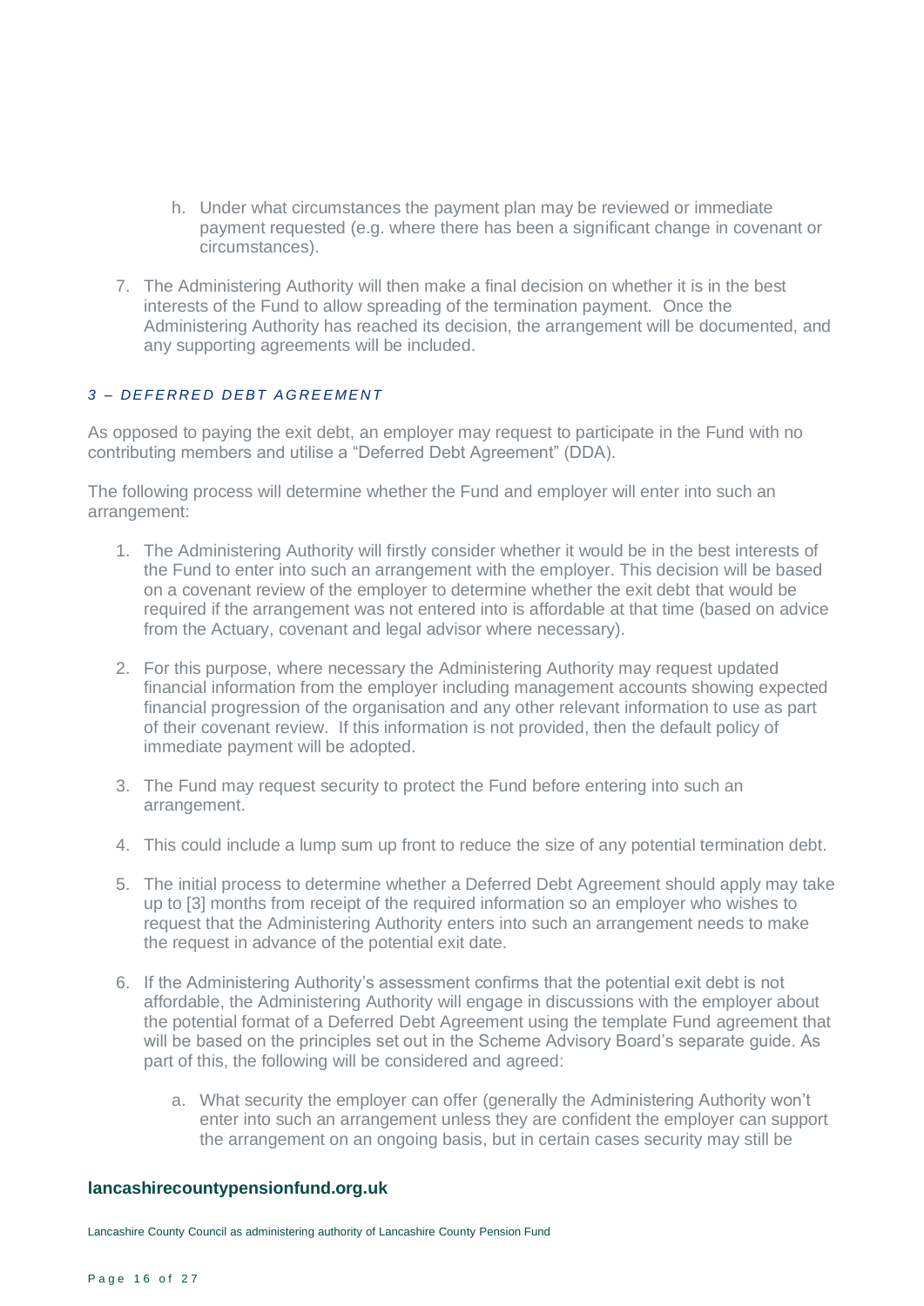h. Under what circumstances the payment plan may be reviewed or immediate payment requested (e.g. where there has been a significant change in covenant or circumstances).

7. The Administering Authority will then make a final decision on whether it is in the best interests of the Fund to allow spreading of the termination payment. Once the Administering Authority has reached its decision, the arrangement will be documented, and any supporting agreements will be included.

### *3 – DEFERRED DEBT AGREEMENT*

As opposed to paying the exit debt, an employer may request to participate in the Fund with no contributing members and utilise a "Deferred Debt Agreement" (DDA).

The following process will determine whether the Fund and employer will enter into such an arrangement:

1. The Administering Authority will firstly consider whether it would be in the best interests of the Fund to enter into such an arrangement with the employer. This decision will be based on a covenant review of the employer to determine whether the exit debt that would be required if the arrangement was not entered into is affordable at that time (based on advice from the Actuary, covenant and legal advisor where necessary).

2. For this purpose, where necessary the Administering Authority may request updated financial information from the employer including management accounts showing expected financial progression of the organisation and any other relevant information to use as part of their covenant review. If this information is not provided, then the default policy of immediate payment will be adopted.

3. The Fund may request security to protect the Fund before entering into such an arrangement.

4. This could include a lump sum up front to reduce the size of any potential termination debt.

5. The initial process to determine whether a Deferred Debt Agreement should apply may take up to [3] months from receipt of the required information so an employer who wishes to request that the Administering Authority enters into such an arrangement needs to make the request in advance of the potential exit date.

6. If the Administering Authority's assessment confirms that the potential exit debt is not affordable, the Administering Authority will engage in discussions with the employer about the potential format of a Deferred Debt Agreement using the template Fund agreement that will be based on the principles set out in the Scheme Advisory Board's separate guide. As part of this, the following will be considered and agreed:

    a. What security the employer can offer (generally the Administering Authority won't enter into such an arrangement unless they are confident the employer can support the arrangement on an ongoing basis, but in certain cases security may still be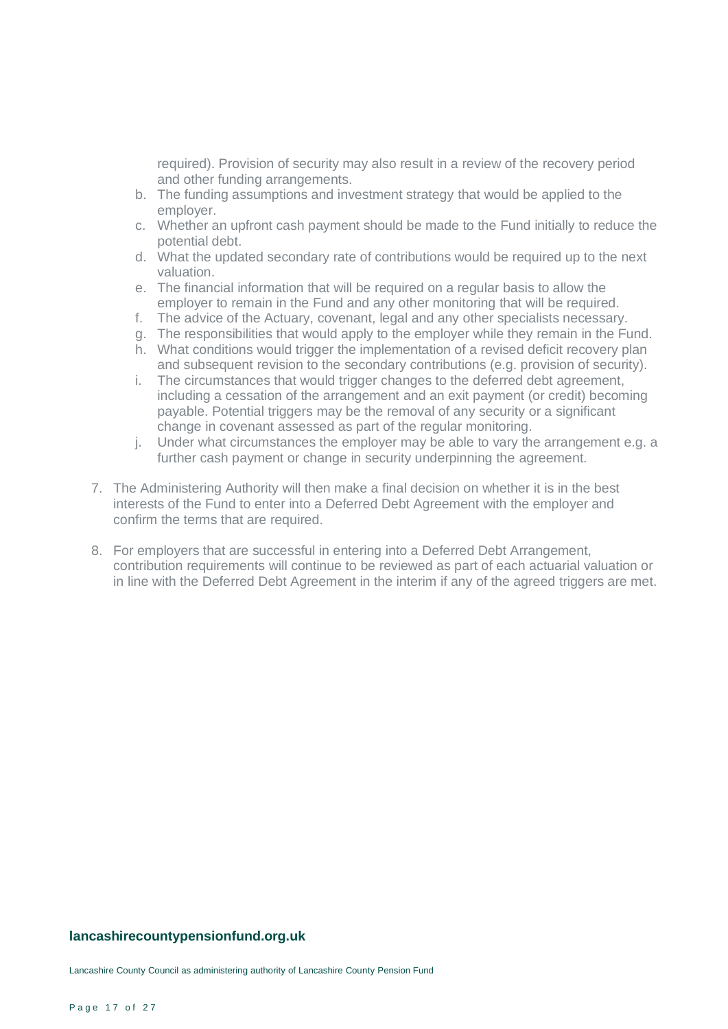required). Provision of security may also result in a review of the recovery period and other funding arrangements.

b. The funding assumptions and investment strategy that would be applied to the employer.
c. Whether an upfront cash payment should be made to the Fund initially to reduce the potential debt.
d. What the updated secondary rate of contributions would be required up to the next valuation.
e. The financial information that will be required on a regular basis to allow the employer to remain in the Fund and any other monitoring that will be required.
f. The advice of the Actuary, covenant, legal and any other specialists necessary.
g. The responsibilities that would apply to the employer while they remain in the Fund.
h. What conditions would trigger the implementation of a revised deficit recovery plan and subsequent revision to the secondary contributions (e.g. provision of security).
i. The circumstances that would trigger changes to the deferred debt agreement, including a cessation of the arrangement and an exit payment (or credit) becoming payable. Potential triggers may be the removal of any security or a significant change in covenant assessed as part of the regular monitoring.
j. Under what circumstances the employer may be able to vary the arrangement e.g. a further cash payment or change in security underpinning the agreement.

7. The Administering Authority will then make a final decision on whether it is in the best interests of the Fund to enter into a Deferred Debt Agreement with the employer and confirm the terms that are required.

8. For employers that are successful in entering into a Deferred Debt Arrangement, contribution requirements will continue to be reviewed as part of each actuarial valuation or in line with the Deferred Debt Agreement in the interim if any of the agreed triggers are met.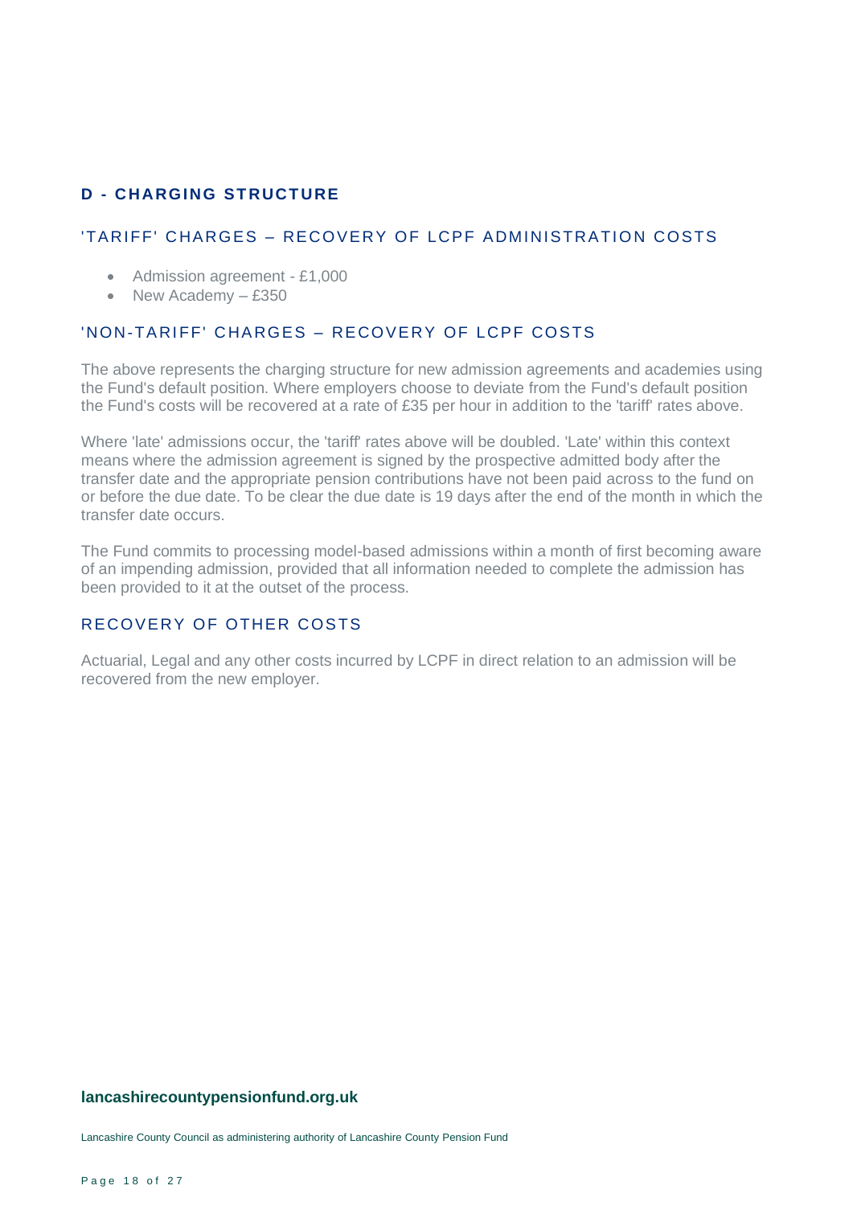## D - CHARGING STRUCTURE

### 'TARIFF' CHARGES – RECOVERY OF LCPF ADMINISTRATION COSTS

- Admission agreement - £1,000
- New Academy – £350

### 'NON-TARIFF' CHARGES – RECOVERY OF LCPF COSTS

The above represents the charging structure for new admission agreements and academies using the Fund's default position. Where employers choose to deviate from the Fund's default position the Fund's costs will be recovered at a rate of £35 per hour in addition to the 'tariff' rates above.

Where 'late' admissions occur, the 'tariff' rates above will be doubled. 'Late' within this context means where the admission agreement is signed by the prospective admitted body after the transfer date and the appropriate pension contributions have not been paid across to the fund on or before the due date. To be clear the due date is 19 days after the end of the month in which the transfer date occurs.

The Fund commits to processing model-based admissions within a month of first becoming aware of an impending admission, provided that all information needed to complete the admission has been provided to it at the outset of the process.

### RECOVERY OF OTHER COSTS

Actuarial, Legal and any other costs incurred by LCPF in direct relation to an admission will be recovered from the new employer.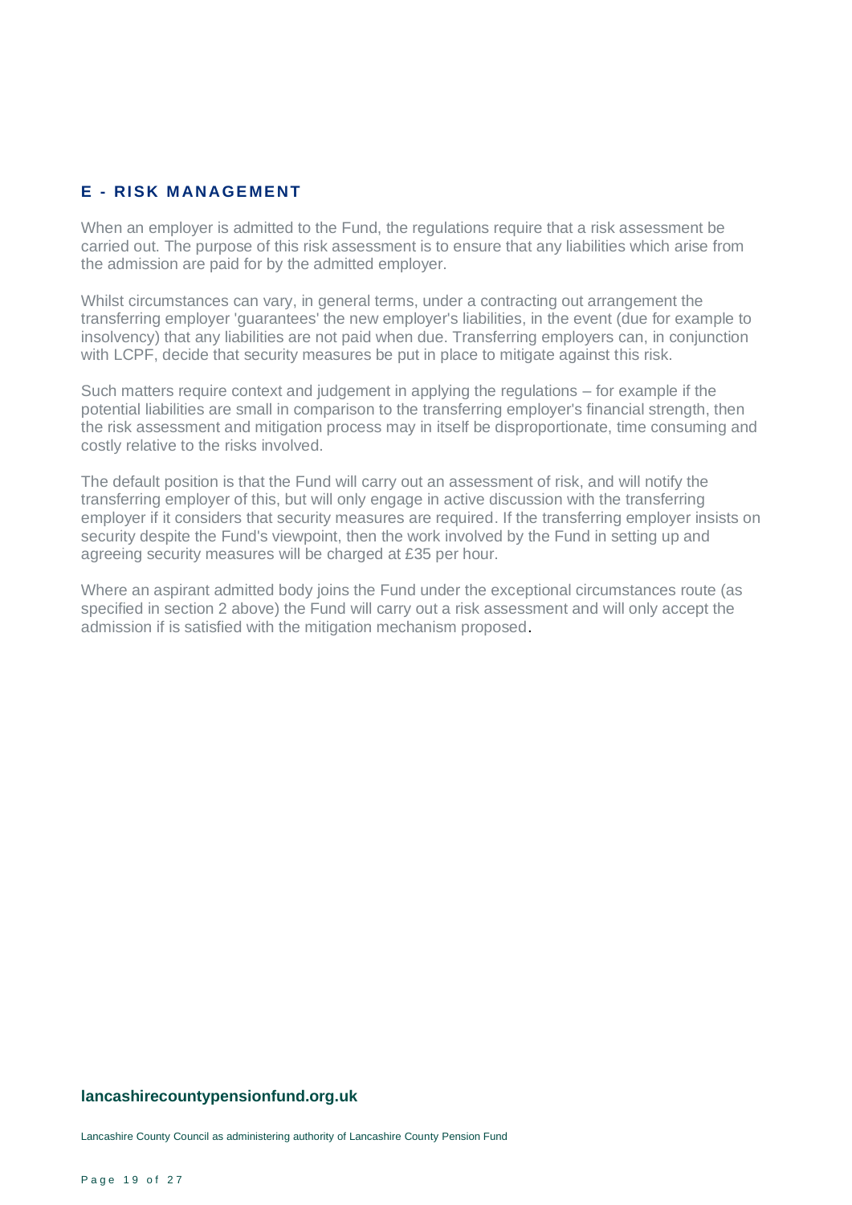## E - RISK MANAGEMENT

When an employer is admitted to the Fund, the regulations require that a risk assessment be carried out. The purpose of this risk assessment is to ensure that any liabilities which arise from the admission are paid for by the admitted employer.

Whilst circumstances can vary, in general terms, under a contracting out arrangement the transferring employer 'guarantees' the new employer's liabilities, in the event (due for example to insolvency) that any liabilities are not paid when due. Transferring employers can, in conjunction with LCPF, decide that security measures be put in place to mitigate against this risk.

Such matters require context and judgement in applying the regulations – for example if the potential liabilities are small in comparison to the transferring employer's financial strength, then the risk assessment and mitigation process may in itself be disproportionate, time consuming and costly relative to the risks involved.

The default position is that the Fund will carry out an assessment of risk, and will notify the transferring employer of this, but will only engage in active discussion with the transferring employer if it considers that security measures are required. If the transferring employer insists on security despite the Fund's viewpoint, then the work involved by the Fund in setting up and agreeing security measures will be charged at £35 per hour.

Where an aspirant admitted body joins the Fund under the exceptional circumstances route (as specified in section 2 above) the Fund will carry out a risk assessment and will only accept the admission if is satisfied with the mitigation mechanism proposed.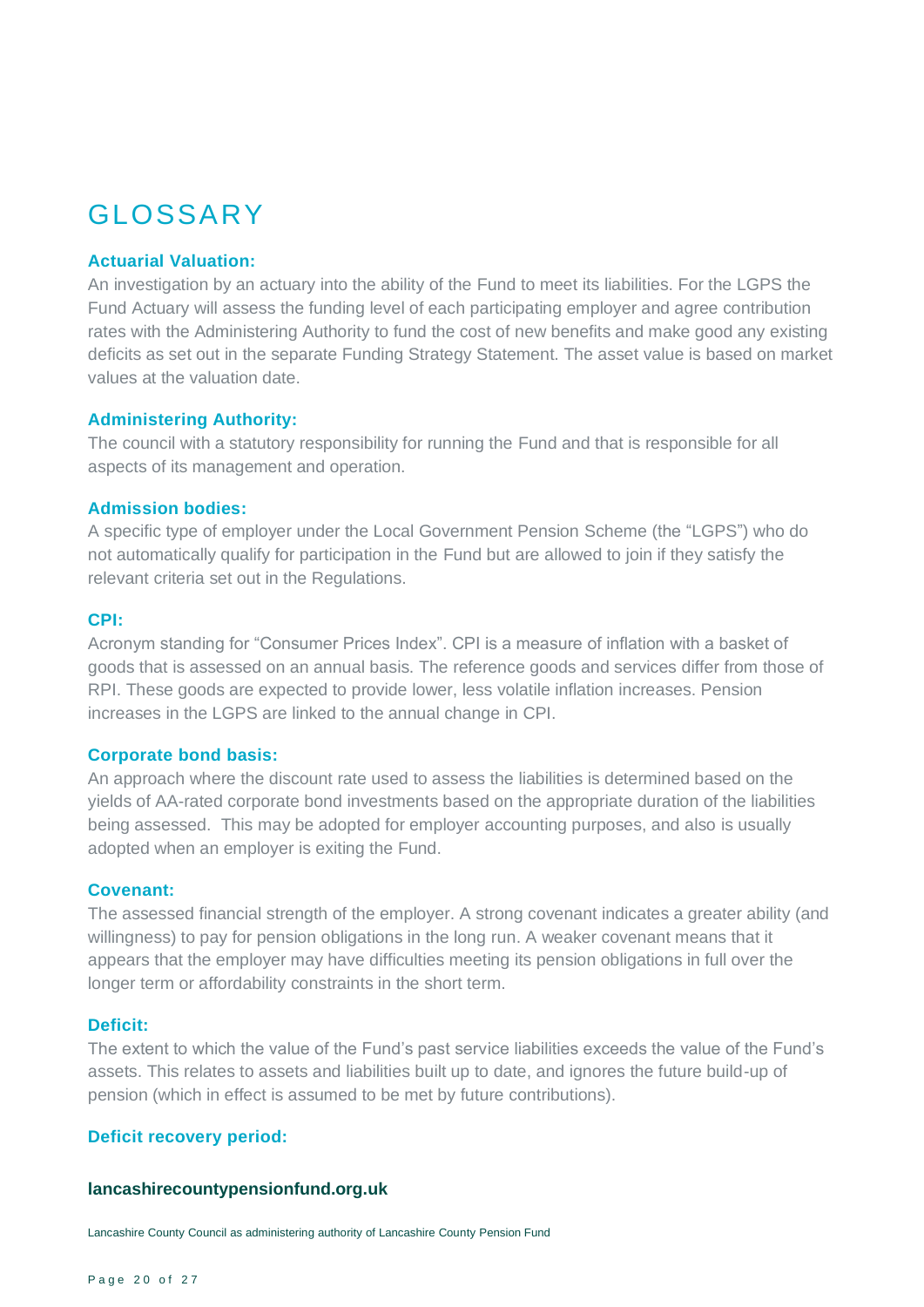# GLOSSARY

**Actuarial Valuation:**

An investigation by an actuary into the ability of the Fund to meet its liabilities. For the LGPS the Fund Actuary will assess the funding level of each participating employer and agree contribution rates with the Administering Authority to fund the cost of new benefits and make good any existing deficits as set out in the separate Funding Strategy Statement. The asset value is based on market values at the valuation date.

**Administering Authority:**

The council with a statutory responsibility for running the Fund and that is responsible for all aspects of its management and operation.

**Admission bodies:**

A specific type of employer under the Local Government Pension Scheme (the "LGPS") who do not automatically qualify for participation in the Fund but are allowed to join if they satisfy the relevant criteria set out in the Regulations.

**CPI:**

Acronym standing for "Consumer Prices Index". CPI is a measure of inflation with a basket of goods that is assessed on an annual basis. The reference goods and services differ from those of RPI. These goods are expected to provide lower, less volatile inflation increases. Pension increases in the LGPS are linked to the annual change in CPI.

**Corporate bond basis:**

An approach where the discount rate used to assess the liabilities is determined based on the yields of AA-rated corporate bond investments based on the appropriate duration of the liabilities being assessed. This may be adopted for employer accounting purposes, and also is usually adopted when an employer is exiting the Fund.

**Covenant:**

The assessed financial strength of the employer. A strong covenant indicates a greater ability (and willingness) to pay for pension obligations in the long run. A weaker covenant means that it appears that the employer may have difficulties meeting its pension obligations in full over the longer term or affordability constraints in the short term.

**Deficit:**

The extent to which the value of the Fund's past service liabilities exceeds the value of the Fund's assets. This relates to assets and liabilities built up to date, and ignores the future build-up of pension (which in effect is assumed to be met by future contributions).

**Deficit recovery period:**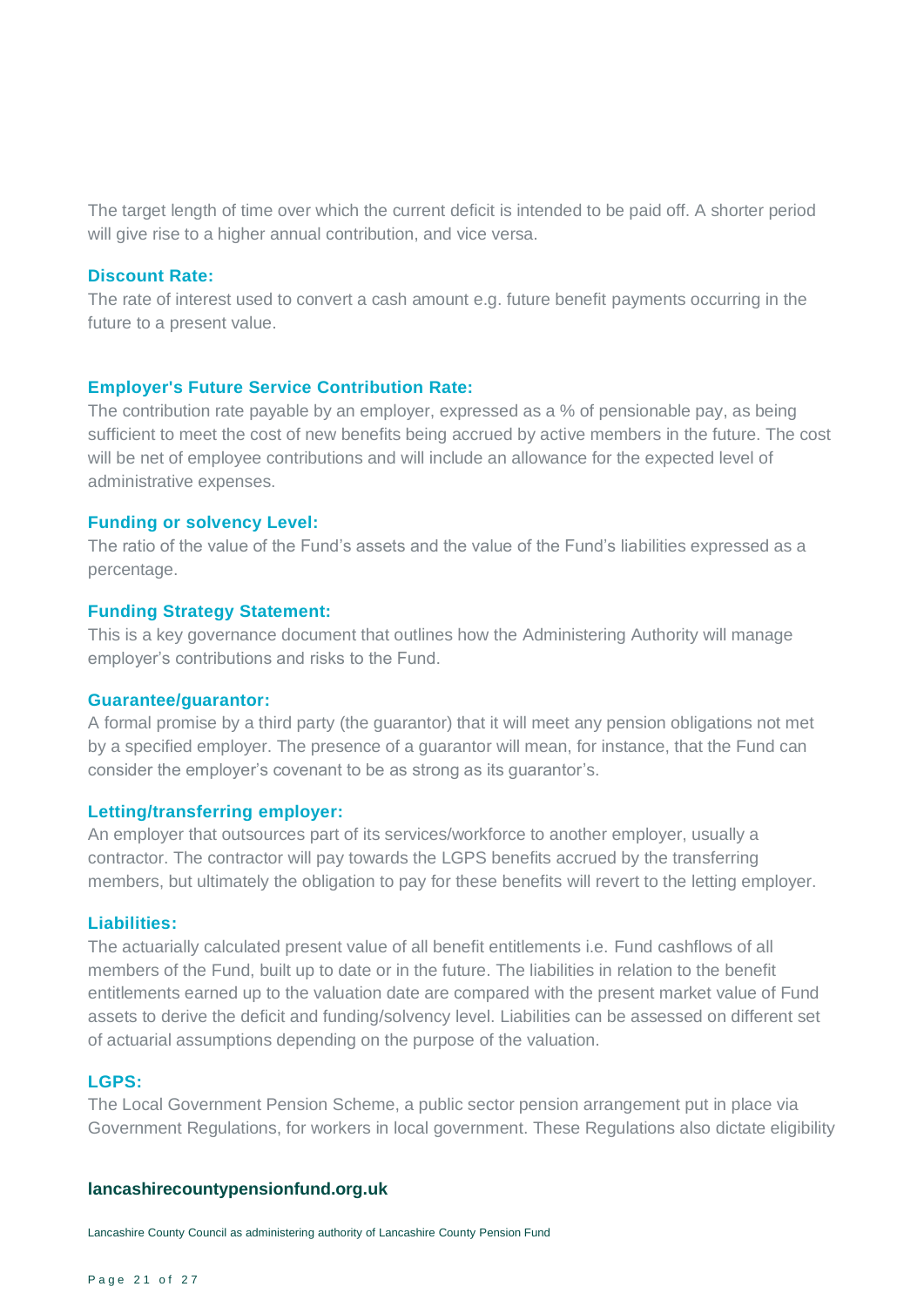The target length of time over which the current deficit is intended to be paid off. A shorter period will give rise to a higher annual contribution, and vice versa.

**Discount Rate:**

The rate of interest used to convert a cash amount e.g. future benefit payments occurring in the future to a present value.

**Employer's Future Service Contribution Rate:**

The contribution rate payable by an employer, expressed as a % of pensionable pay, as being sufficient to meet the cost of new benefits being accrued by active members in the future. The cost will be net of employee contributions and will include an allowance for the expected level of administrative expenses.

**Funding or solvency Level:**

The ratio of the value of the Fund's assets and the value of the Fund's liabilities expressed as a percentage.

**Funding Strategy Statement:**

This is a key governance document that outlines how the Administering Authority will manage employer's contributions and risks to the Fund.

**Guarantee/guarantor:**

A formal promise by a third party (the guarantor) that it will meet any pension obligations not met by a specified employer. The presence of a guarantor will mean, for instance, that the Fund can consider the employer's covenant to be as strong as its guarantor's.

**Letting/transferring employer:**

An employer that outsources part of its services/workforce to another employer, usually a contractor. The contractor will pay towards the LGPS benefits accrued by the transferring members, but ultimately the obligation to pay for these benefits will revert to the letting employer.

**Liabilities:**

The actuarially calculated present value of all benefit entitlements i.e. Fund cashflows of all members of the Fund, built up to date or in the future. The liabilities in relation to the benefit entitlements earned up to the valuation date are compared with the present market value of Fund assets to derive the deficit and funding/solvency level. Liabilities can be assessed on different set of actuarial assumptions depending on the purpose of the valuation.

**LGPS:**

The Local Government Pension Scheme, a public sector pension arrangement put in place via Government Regulations, for workers in local government. These Regulations also dictate eligibility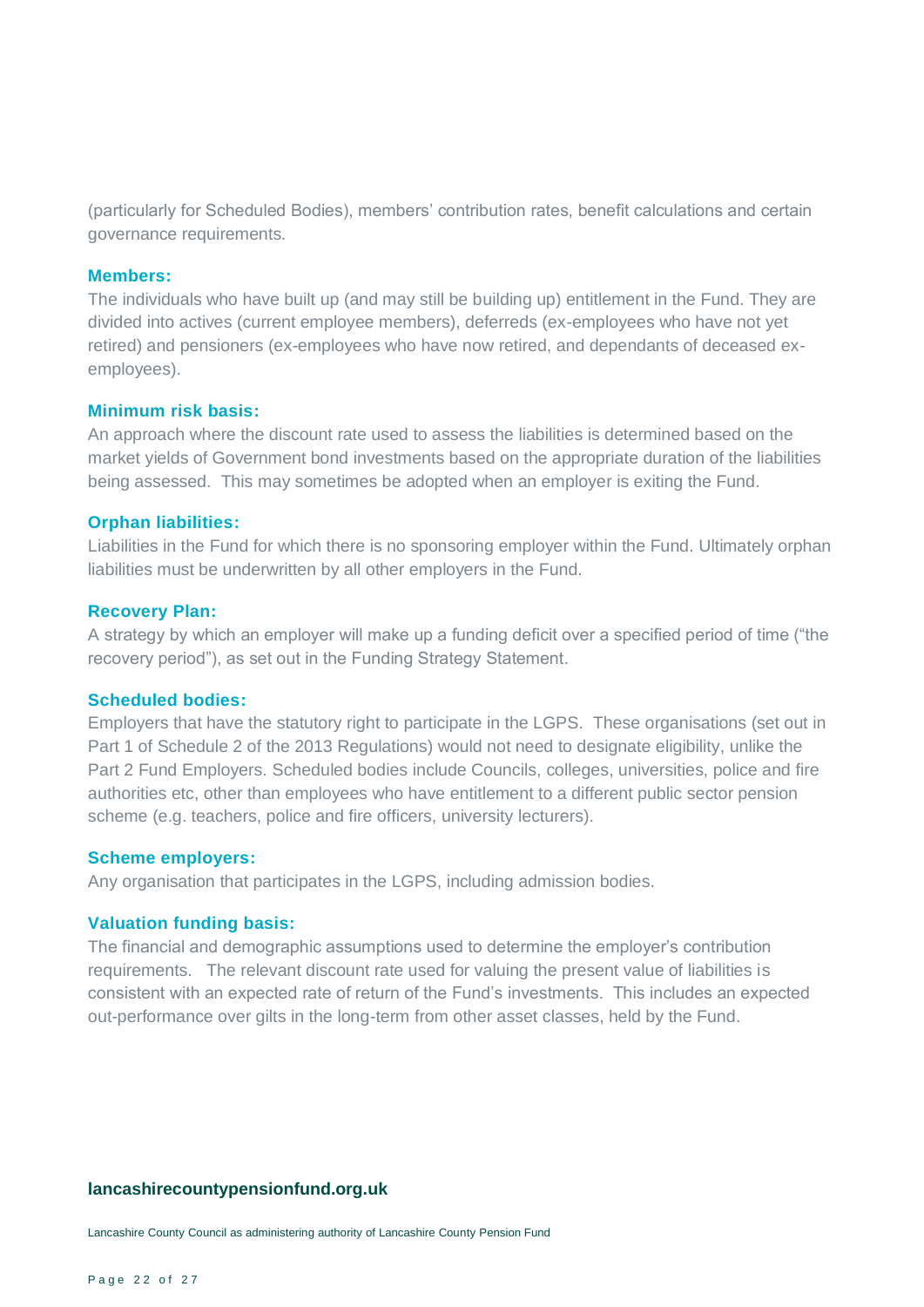(particularly for Scheduled Bodies), members' contribution rates, benefit calculations and certain governance requirements.

**Members:**

The individuals who have built up (and may still be building up) entitlement in the Fund. They are divided into actives (current employee members), deferreds (ex-employees who have not yet retired) and pensioners (ex-employees who have now retired, and dependants of deceased ex-employees).

**Minimum risk basis:**

An approach where the discount rate used to assess the liabilities is determined based on the market yields of Government bond investments based on the appropriate duration of the liabilities being assessed. This may sometimes be adopted when an employer is exiting the Fund.

**Orphan liabilities:**

Liabilities in the Fund for which there is no sponsoring employer within the Fund. Ultimately orphan liabilities must be underwritten by all other employers in the Fund.

**Recovery Plan:**

A strategy by which an employer will make up a funding deficit over a specified period of time ("the recovery period"), as set out in the Funding Strategy Statement.

**Scheduled bodies:**

Employers that have the statutory right to participate in the LGPS. These organisations (set out in Part 1 of Schedule 2 of the 2013 Regulations) would not need to designate eligibility, unlike the Part 2 Fund Employers. Scheduled bodies include Councils, colleges, universities, police and fire authorities etc, other than employees who have entitlement to a different public sector pension scheme (e.g. teachers, police and fire officers, university lecturers).

**Scheme employers:**

Any organisation that participates in the LGPS, including admission bodies.

**Valuation funding basis:**

The financial and demographic assumptions used to determine the employer's contribution requirements. The relevant discount rate used for valuing the present value of liabilities is consistent with an expected rate of return of the Fund's investments. This includes an expected out-performance over gilts in the long-term from other asset classes, held by the Fund.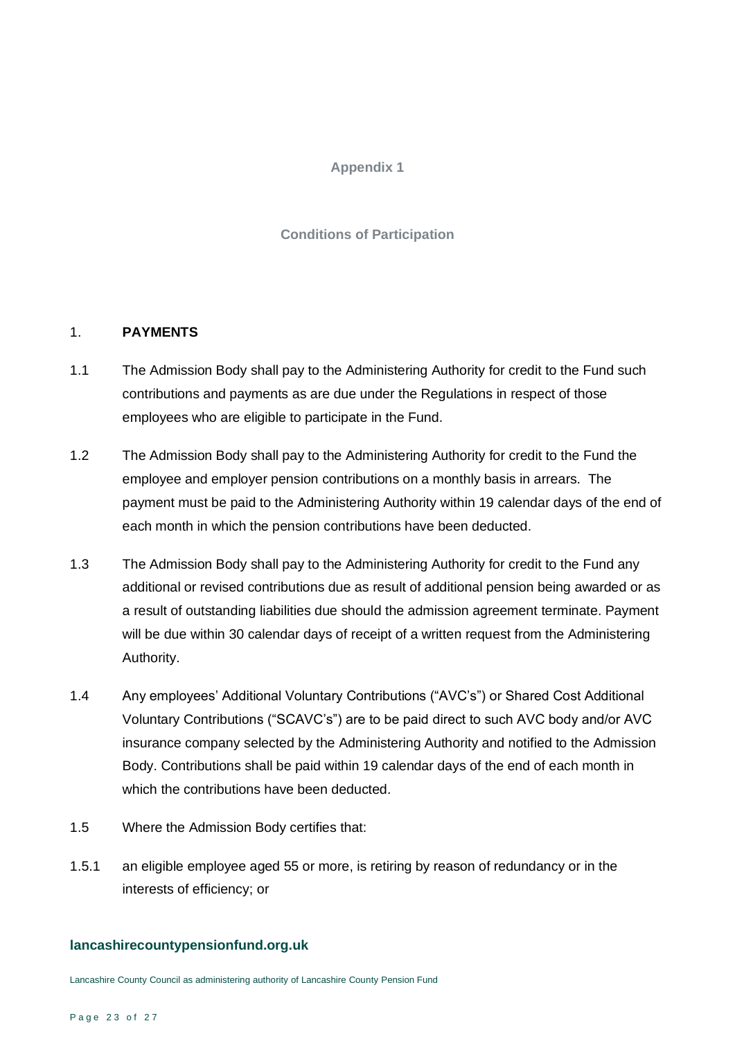## Appendix 1

### Conditions of Participation

1. **PAYMENTS**

1.1 The Admission Body shall pay to the Administering Authority for credit to the Fund such contributions and payments as are due under the Regulations in respect of those employees who are eligible to participate in the Fund.

1.2 The Admission Body shall pay to the Administering Authority for credit to the Fund the employee and employer pension contributions on a monthly basis in arrears. The payment must be paid to the Administering Authority within 19 calendar days of the end of each month in which the pension contributions have been deducted.

1.3 The Admission Body shall pay to the Administering Authority for credit to the Fund any additional or revised contributions due as result of additional pension being awarded or as a result of outstanding liabilities due should the admission agreement terminate. Payment will be due within 30 calendar days of receipt of a written request from the Administering Authority.

1.4 Any employees' Additional Voluntary Contributions ("AVC's") or Shared Cost Additional Voluntary Contributions ("SCAVC's") are to be paid direct to such AVC body and/or AVC insurance company selected by the Administering Authority and notified to the Admission Body. Contributions shall be paid within 19 calendar days of the end of each month in which the contributions have been deducted.

1.5 Where the Admission Body certifies that:

1.5.1 an eligible employee aged 55 or more, is retiring by reason of redundancy or in the interests of efficiency; or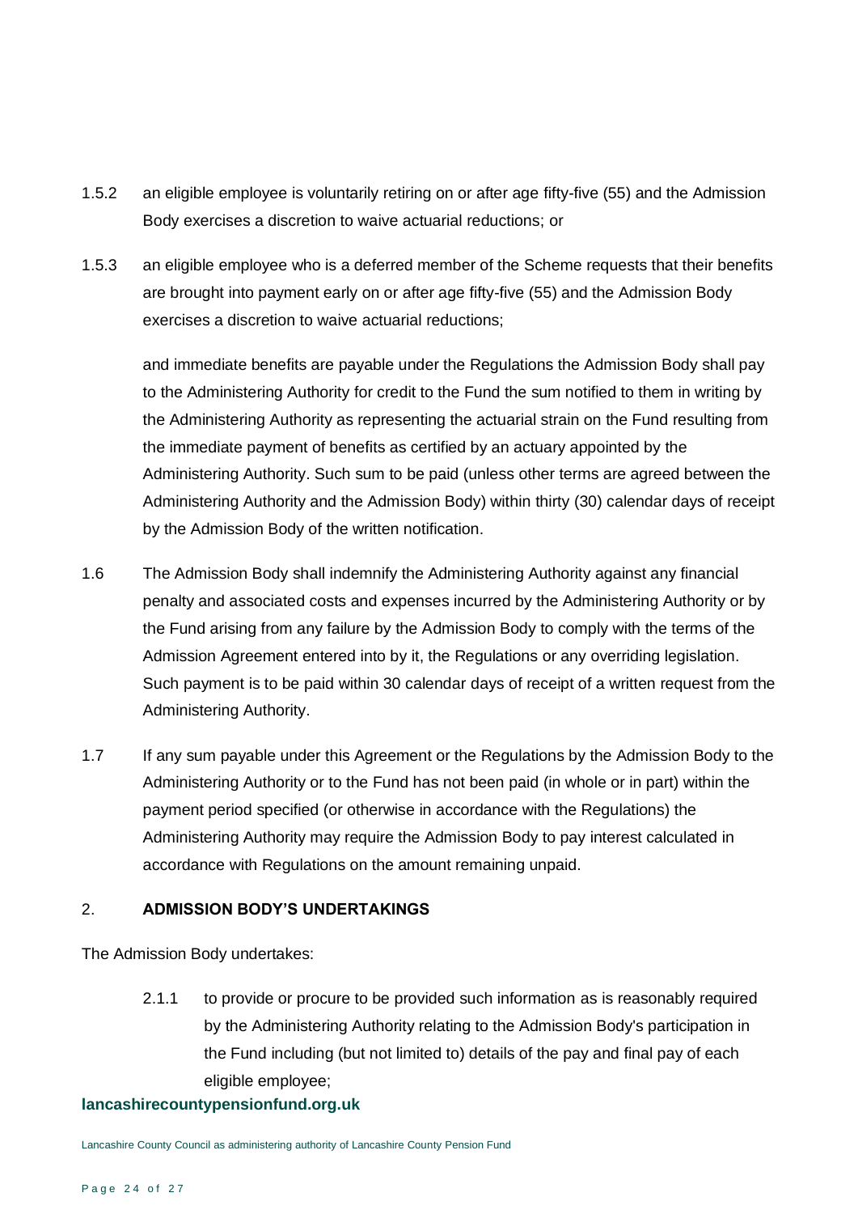1.5.2 an eligible employee is voluntarily retiring on or after age fifty-five (55) and the Admission Body exercises a discretion to waive actuarial reductions; or

1.5.3 an eligible employee who is a deferred member of the Scheme requests that their benefits are brought into payment early on or after age fifty-five (55) and the Admission Body exercises a discretion to waive actuarial reductions;

and immediate benefits are payable under the Regulations the Admission Body shall pay to the Administering Authority for credit to the Fund the sum notified to them in writing by the Administering Authority as representing the actuarial strain on the Fund resulting from the immediate payment of benefits as certified by an actuary appointed by the Administering Authority. Such sum to be paid (unless other terms are agreed between the Administering Authority and the Admission Body) within thirty (30) calendar days of receipt by the Admission Body of the written notification.

1.6 The Admission Body shall indemnify the Administering Authority against any financial penalty and associated costs and expenses incurred by the Administering Authority or by the Fund arising from any failure by the Admission Body to comply with the terms of the Admission Agreement entered into by it, the Regulations or any overriding legislation. Such payment is to be paid within 30 calendar days of receipt of a written request from the Administering Authority.

1.7 If any sum payable under this Agreement or the Regulations by the Admission Body to the Administering Authority or to the Fund has not been paid (in whole or in part) within the payment period specified (or otherwise in accordance with the Regulations) the Administering Authority may require the Admission Body to pay interest calculated in accordance with Regulations on the amount remaining unpaid.

## 2. ADMISSION BODY'S UNDERTAKINGS

The Admission Body undertakes:

2.1.1 to provide or procure to be provided such information as is reasonably required by the Administering Authority relating to the Admission Body's participation in the Fund including (but not limited to) details of the pay and final pay of each eligible employee;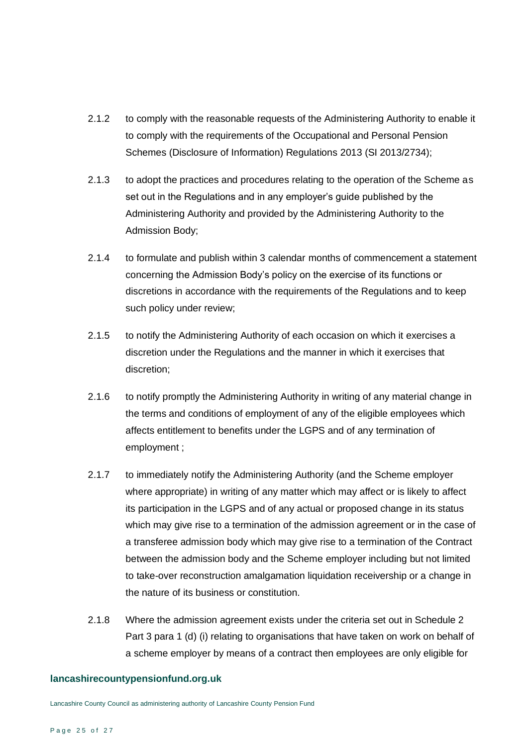2.1.2 to comply with the reasonable requests of the Administering Authority to enable it to comply with the requirements of the Occupational and Personal Pension Schemes (Disclosure of Information) Regulations 2013 (SI 2013/2734);

2.1.3 to adopt the practices and procedures relating to the operation of the Scheme as set out in the Regulations and in any employer's guide published by the Administering Authority and provided by the Administering Authority to the Admission Body;

2.1.4 to formulate and publish within 3 calendar months of commencement a statement concerning the Admission Body's policy on the exercise of its functions or discretions in accordance with the requirements of the Regulations and to keep such policy under review;

2.1.5 to notify the Administering Authority of each occasion on which it exercises a discretion under the Regulations and the manner in which it exercises that discretion;

2.1.6 to notify promptly the Administering Authority in writing of any material change in the terms and conditions of employment of any of the eligible employees which affects entitlement to benefits under the LGPS and of any termination of employment ;

2.1.7 to immediately notify the Administering Authority (and the Scheme employer where appropriate) in writing of any matter which may affect or is likely to affect its participation in the LGPS and of any actual or proposed change in its status which may give rise to a termination of the admission agreement or in the case of a transferee admission body which may give rise to a termination of the Contract between the admission body and the Scheme employer including but not limited to take-over reconstruction amalgamation liquidation receivership or a change in the nature of its business or constitution.

2.1.8 Where the admission agreement exists under the criteria set out in Schedule 2 Part 3 para 1 (d) (i) relating to organisations that have taken on work on behalf of a scheme employer by means of a contract then employees are only eligible for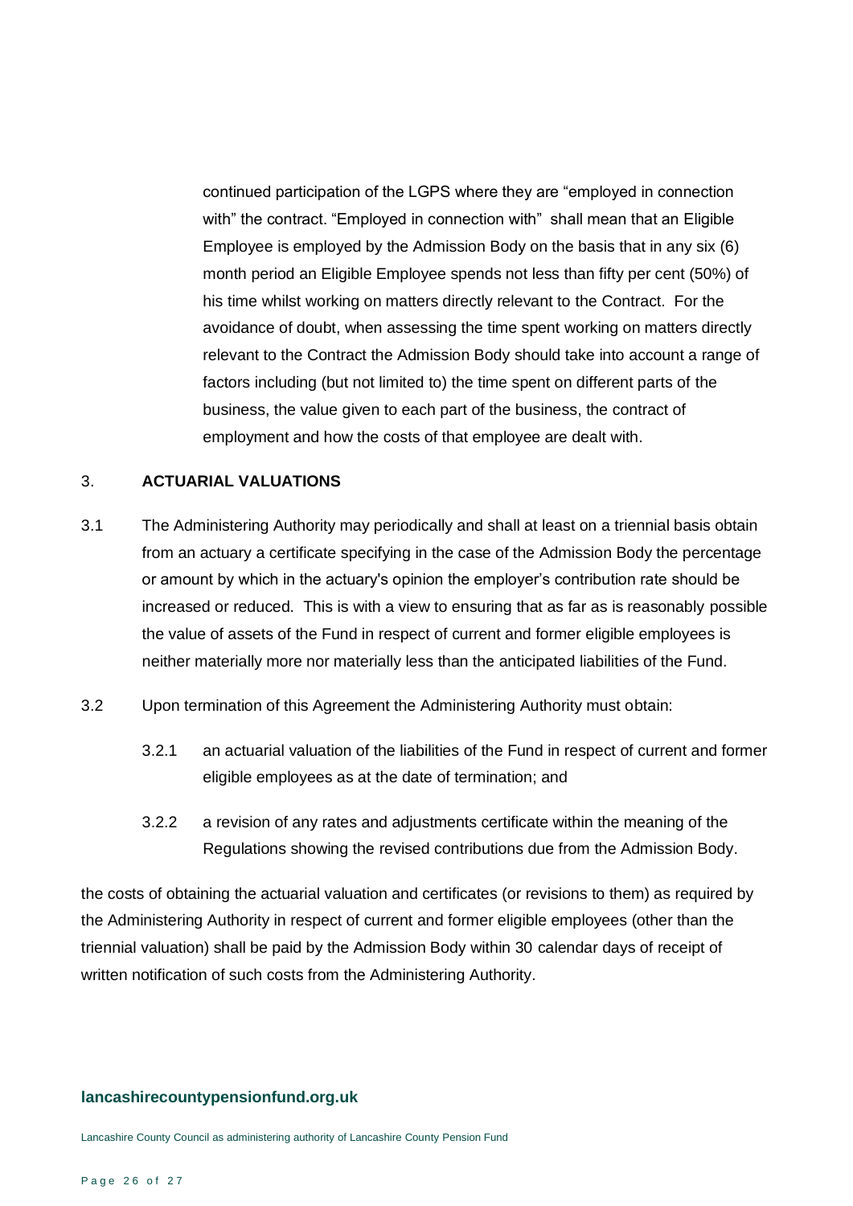continued participation of the LGPS where they are “employed in connection with” the contract. “Employed in connection with” shall mean that an Eligible Employee is employed by the Admission Body on the basis that in any six (6) month period an Eligible Employee spends not less than fifty per cent (50%) of his time whilst working on matters directly relevant to the Contract. For the avoidance of doubt, when assessing the time spent working on matters directly relevant to the Contract the Admission Body should take into account a range of factors including (but not limited to) the time spent on different parts of the business, the value given to each part of the business, the contract of employment and how the costs of that employee are dealt with.

## 3. ACTUARIAL VALUATIONS

3.1 The Administering Authority may periodically and shall at least on a triennial basis obtain from an actuary a certificate specifying in the case of the Admission Body the percentage or amount by which in the actuary's opinion the employer’s contribution rate should be increased or reduced. This is with a view to ensuring that as far as is reasonably possible the value of assets of the Fund in respect of current and former eligible employees is neither materially more nor materially less than the anticipated liabilities of the Fund.

3.2 Upon termination of this Agreement the Administering Authority must obtain:

3.2.1 an actuarial valuation of the liabilities of the Fund in respect of current and former eligible employees as at the date of termination; and

3.2.2 a revision of any rates and adjustments certificate within the meaning of the Regulations showing the revised contributions due from the Admission Body.

the costs of obtaining the actuarial valuation and certificates (or revisions to them) as required by the Administering Authority in respect of current and former eligible employees (other than the triennial valuation) shall be paid by the Admission Body within 30 calendar days of receipt of written notification of such costs from the Administering Authority.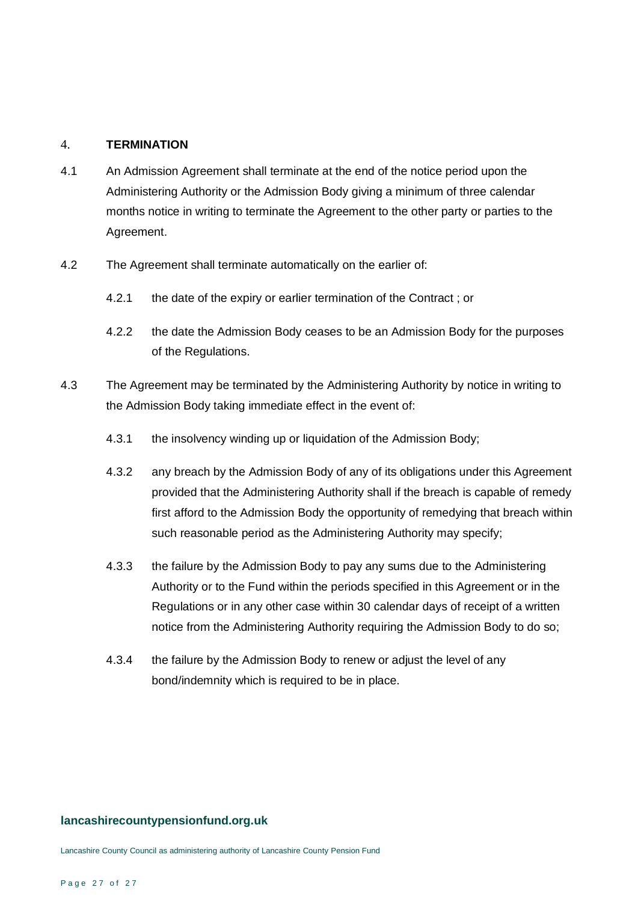## 4. TERMINATION

4.1 An Admission Agreement shall terminate at the end of the notice period upon the Administering Authority or the Admission Body giving a minimum of three calendar months notice in writing to terminate the Agreement to the other party or parties to the Agreement.

4.2 The Agreement shall terminate automatically on the earlier of:

4.2.1 the date of the expiry or earlier termination of the Contract ; or

4.2.2 the date the Admission Body ceases to be an Admission Body for the purposes of the Regulations.

4.3 The Agreement may be terminated by the Administering Authority by notice in writing to the Admission Body taking immediate effect in the event of:

4.3.1 the insolvency winding up or liquidation of the Admission Body;

4.3.2 any breach by the Admission Body of any of its obligations under this Agreement provided that the Administering Authority shall if the breach is capable of remedy first afford to the Admission Body the opportunity of remedying that breach within such reasonable period as the Administering Authority may specify;

4.3.3 the failure by the Admission Body to pay any sums due to the Administering Authority or to the Fund within the periods specified in this Agreement or in the Regulations or in any other case within 30 calendar days of receipt of a written notice from the Administering Authority requiring the Admission Body to do so;

4.3.4 the failure by the Admission Body to renew or adjust the level of any bond/indemnity which is required to be in place.

**lancashirecountypensionfund.org.uk**

Lancashire County Council as administering authority of Lancashire County Pension Fund